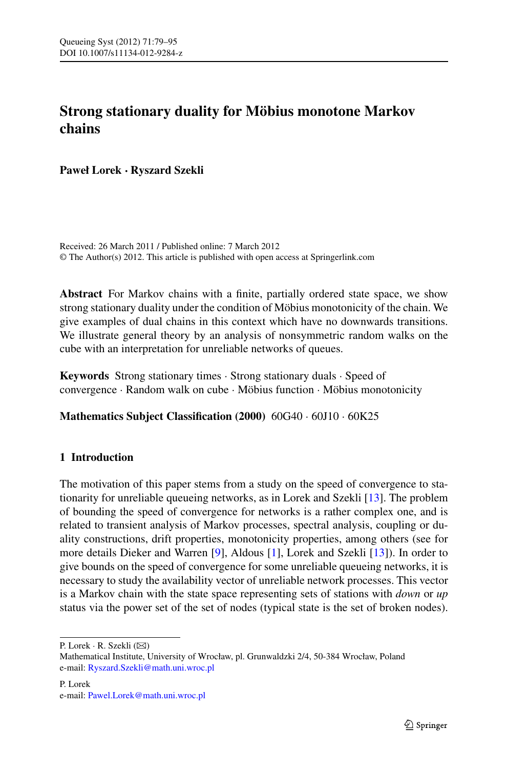# Strong stationary duality for Möbius monotone Markov chains

**Paweł Lorek · Ryszard Szekli**

Received: 26 March 2011 / Published online: 7 March 2012
© The Author(s) 2012. This article is published with open access at Springerlink.com

**Abstract** For Markov chains with a finite, partially ordered state space, we show strong stationary duality under the condition of Möbius monotonicity of the chain. We give examples of dual chains in this context which have no downwards transitions. We illustrate general theory by an analysis of nonsymmetric random walks on the cube with an interpretation for unreliable networks of queues.

**Keywords** Strong stationary times · Strong stationary duals · Speed of convergence · Random walk on cube · Möbius function · Möbius monotonicity

**Mathematics Subject Classification (2000)** 60G40 · 60J10 · 60K25

## 1 Introduction

The motivation of this paper stems from a study on the speed of convergence to stationarity for unreliable queueing networks, as in Lorek and Szekli [13]. The problem of bounding the speed of convergence for networks is a rather complex one, and is related to transient analysis of Markov processes, spectral analysis, coupling or duality constructions, drift properties, monotonicity properties, among others (see for more details Dieker and Warren [9], Aldous [1], Lorek and Szekli [13]). In order to give bounds on the speed of convergence for some unreliable queueing networks, it is necessary to study the availability vector of unreliable network processes. This vector is a Markov chain with the state space representing sets of stations with *down* or *up* status via the power set of the set of nodes (typical state is the set of broken nodes).

P. Lorek · R. Szekli (✉)
Mathematical Institute, University of Wrocław, pl. Grunwaldzki 2/4, 50-384 Wrocław, Poland
e-mail: Ryszard.Szekli@math.uni.wroc.pl

P. Lorek
e-mail: Pawel.Lorek@math.uni.wroc.pl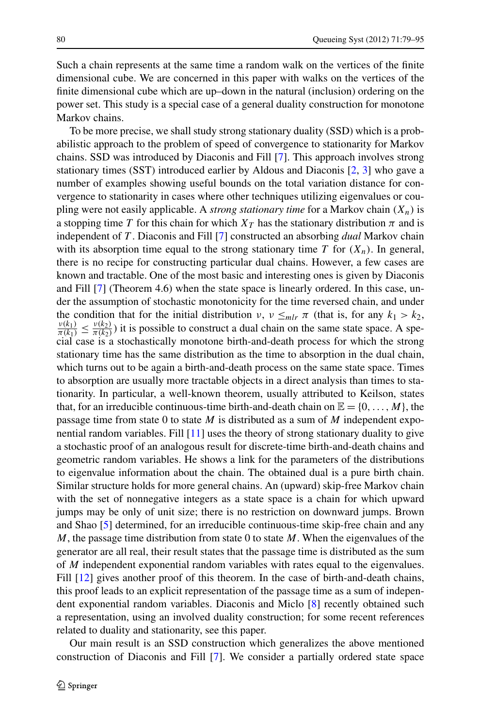Such a chain represents at the same time a random walk on the vertices of the finite dimensional cube. We are concerned in this paper with walks on the vertices of the finite dimensional cube which are up–down in the natural (inclusion) ordering on the power set. This study is a special case of a general duality construction for monotone Markov chains.

To be more precise, we shall study strong stationary duality (SSD) which is a probabilistic approach to the problem of speed of convergence to stationarity for Markov chains. SSD was introduced by Diaconis and Fill [7]. This approach involves strong stationary times (SST) introduced earlier by Aldous and Diaconis [2, 3] who gave a number of examples showing useful bounds on the total variation distance for convergence to stationarity in cases where other techniques utilizing eigenvalues or coupling were not easily applicable. A *strong stationary time* for a Markov chain $(X_n)$ is a stopping time $T$ for this chain for which $X_T$ has the stationary distribution $\pi$ and is independent of $T$. Diaconis and Fill [7] constructed an absorbing *dual* Markov chain with its absorption time equal to the strong stationary time $T$ for $(X_n)$. In general, there is no recipe for constructing particular dual chains. However, a few cases are known and tractable. One of the most basic and interesting ones is given by Diaconis and Fill [7] (Theorem 4.6) when the state space is linearly ordered. In this case, under the assumption of stochastic monotonicity for the time reversed chain, and under the condition that for the initial distribution $\nu$, $\nu \leq_{mlr} \pi$ (that is, for any $k_1 > k_2$, $\frac{\nu(k_1)}{\pi(k_1)} \leq \frac{\nu(k_2)}{\pi(k_2)}$) it is possible to construct a dual chain on the same state space. A special case is a stochastically monotone birth-and-death process for which the strong stationary time has the same distribution as the time to absorption in the dual chain, which turns out to be again a birth-and-death process on the same state space. Times to absorption are usually more tractable objects in a direct analysis than times to stationarity. In particular, a well-known theorem, usually attributed to Keilson, states that, for an irreducible continuous-time birth-and-death chain on $\mathbb{E} = \{0, \ldots, M\}$, the passage time from state 0 to state $M$ is distributed as a sum of $M$ independent exponential random variables. Fill [11] uses the theory of strong stationary duality to give a stochastic proof of an analogous result for discrete-time birth-and-death chains and geometric random variables. He shows a link for the parameters of the distributions to eigenvalue information about the chain. The obtained dual is a pure birth chain. Similar structure holds for more general chains. An (upward) skip-free Markov chain with the set of nonnegative integers as a state space is a chain for which upward jumps may be only of unit size; there is no restriction on downward jumps. Brown and Shao [5] determined, for an irreducible continuous-time skip-free chain and any $M$, the passage time distribution from state 0 to state $M$. When the eigenvalues of the generator are all real, their result states that the passage time is distributed as the sum of $M$ independent exponential random variables with rates equal to the eigenvalues. Fill [12] gives another proof of this theorem. In the case of birth-and-death chains, this proof leads to an explicit representation of the passage time as a sum of independent exponential random variables. Diaconis and Miclo [8] recently obtained such a representation, using an involved duality construction; for some recent references related to duality and stationarity, see this paper.

Our main result is an SSD construction which generalizes the above mentioned construction of Diaconis and Fill [7]. We consider a partially ordered state space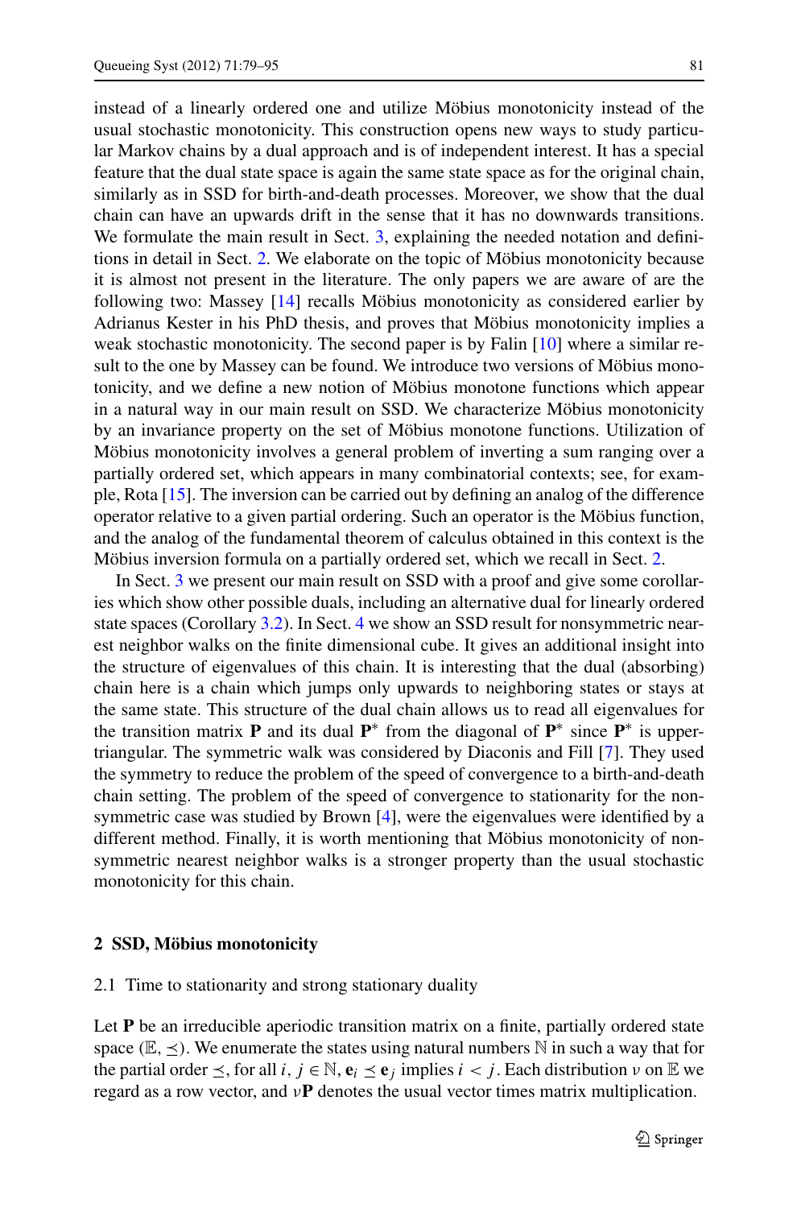instead of a linearly ordered one and utilize Möbius monotonicity instead of the usual stochastic monotonicity. This construction opens new ways to study particular Markov chains by a dual approach and is of independent interest. It has a special feature that the dual state space is again the same state space as for the original chain, similarly as in SSD for birth-and-death processes. Moreover, we show that the dual chain can have an upwards drift in the sense that it has no downwards transitions. We formulate the main result in Sect. 3, explaining the needed notation and definitions in detail in Sect. 2. We elaborate on the topic of Möbius monotonicity because it is almost not present in the literature. The only papers we are aware of are the following two: Massey [14] recalls Möbius monotonicity as considered earlier by Adrianus Kester in his PhD thesis, and proves that Möbius monotonicity implies a weak stochastic monotonicity. The second paper is by Falin [10] where a similar result to the one by Massey can be found. We introduce two versions of Möbius monotonicity, and we define a new notion of Möbius monotone functions which appear in a natural way in our main result on SSD. We characterize Möbius monotonicity by an invariance property on the set of Möbius monotone functions. Utilization of Möbius monotonicity involves a general problem of inverting a sum ranging over a partially ordered set, which appears in many combinatorial contexts; see, for example, Rota [15]. The inversion can be carried out by defining an analog of the difference operator relative to a given partial ordering. Such an operator is the Möbius function, and the analog of the fundamental theorem of calculus obtained in this context is the Möbius inversion formula on a partially ordered set, which we recall in Sect. 2.

In Sect. 3 we present our main result on SSD with a proof and give some corollaries which show other possible duals, including an alternative dual for linearly ordered state spaces (Corollary 3.2). In Sect. 4 we show an SSD result for nonsymmetric nearest neighbor walks on the finite dimensional cube. It gives an additional insight into the structure of eigenvalues of this chain. It is interesting that the dual (absorbing) chain here is a chain which jumps only upwards to neighboring states or stays at the same state. This structure of the dual chain allows us to read all eigenvalues for the transition matrix $\mathbf{P}$ and its dual $\mathbf{P}^*$ from the diagonal of $\mathbf{P}^*$ since $\mathbf{P}^*$ is upper-triangular. The symmetric walk was considered by Diaconis and Fill [7]. They used the symmetry to reduce the problem of the speed of convergence to a birth-and-death chain setting. The problem of the speed of convergence to stationarity for the nonsymmetric case was studied by Brown [4], were the eigenvalues were identified by a different method. Finally, it is worth mentioning that Möbius monotonicity of nonsymmetric nearest neighbor walks is a stronger property than the usual stochastic monotonicity for this chain.

## 2 SSD, Möbius monotonicity

### 2.1 Time to stationarity and strong stationary duality

Let $\mathbf{P}$ be an irreducible aperiodic transition matrix on a finite, partially ordered state space $(\mathbb{E}, \preceq)$. We enumerate the states using natural numbers $\mathbb{N}$ in such a way that for the partial order $\preceq$, for all $i, j \in \mathbb{N}$, $\mathbf{e}_i \preceq \mathbf{e}_j$ implies $i < j$. Each distribution $\nu$ on $\mathbb{E}$ we regard as a row vector, and $\nu\mathbf{P}$ denotes the usual vector times matrix multiplication.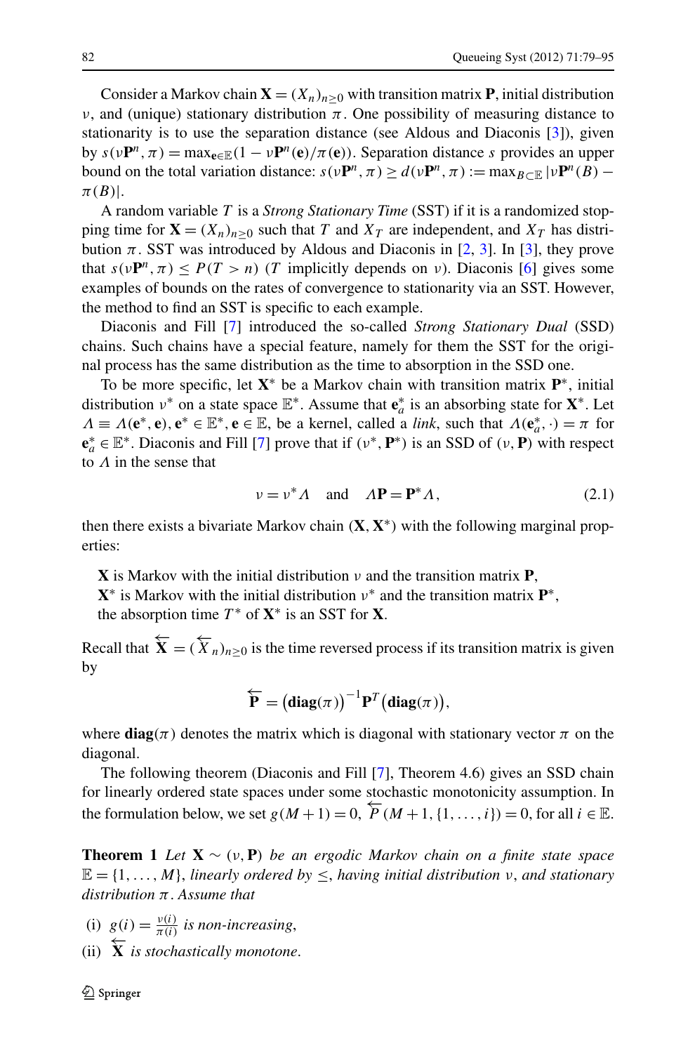Consider a Markov chain $\mathbf{X} = (X_n)_{n\geq 0}$ with transition matrix $\mathbf{P}$, initial distribution $\nu$, and (unique) stationary distribution $\pi$. One possibility of measuring distance to stationarity is to use the separation distance (see Aldous and Diaconis [3]), given by $s(\nu\mathbf{P}^n, \pi) = \max_{\mathbf{e}\in\mathbb{E}}(1 - \nu\mathbf{P}^n(\mathbf{e})/\pi(\mathbf{e}))$. Separation distance $s$ provides an upper bound on the total variation distance: $s(\nu\mathbf{P}^n, \pi) \geq d(\nu\mathbf{P}^n, \pi) := \max_{B\subset\mathbb{E}} |\nu\mathbf{P}^n(B) - \pi(B)|$.

A random variable $T$ is a *Strong Stationary Time* (SST) if it is a randomized stopping time for $\mathbf{X} = (X_n)_{n\geq 0}$ such that $T$ and $X_T$ are independent, and $X_T$ has distribution $\pi$. SST was introduced by Aldous and Diaconis in [2, 3]. In [3], they prove that $s(\nu\mathbf{P}^n, \pi) \leq P(T > n)$ ($T$ implicitly depends on $\nu$). Diaconis [6] gives some examples of bounds on the rates of convergence to stationarity via an SST. However, the method to find an SST is specific to each example.

Diaconis and Fill [7] introduced the so-called *Strong Stationary Dual* (SSD) chains. Such chains have a special feature, namely for them the SST for the original process has the same distribution as the time to absorption in the SSD one.

To be more specific, let $\mathbf{X}^*$ be a Markov chain with transition matrix $\mathbf{P}^*$, initial distribution $\nu^*$ on a state space $\mathbb{E}^*$. Assume that $\mathbf{e}_a^*$ is an absorbing state for $\mathbf{X}^*$. Let $\Lambda \equiv \Lambda(\mathbf{e}^*, \mathbf{e})$, $\mathbf{e}^* \in \mathbb{E}^*$, $\mathbf{e} \in \mathbb{E}$, be a kernel, called a *link*, such that $\Lambda(\mathbf{e}_a^*, \cdot) = \pi$ for $\mathbf{e}_a^* \in \mathbb{E}^*$. Diaconis and Fill [7] prove that if $(\nu^*, \mathbf{P}^*)$ is an SSD of $(\nu, \mathbf{P})$ with respect to $\Lambda$ in the sense that

$$\nu = \nu^*\Lambda \quad \text{and} \quad \Lambda\mathbf{P} = \mathbf{P}^*\Lambda, \tag{2.1}$$

then there exists a bivariate Markov chain $(\mathbf{X}, \mathbf{X}^*)$ with the following marginal properties:

$\mathbf{X}$ is Markov with the initial distribution $\nu$ and the transition matrix $\mathbf{P}$,
$\mathbf{X}^*$ is Markov with the initial distribution $\nu^*$ and the transition matrix $\mathbf{P}^*$,
the absorption time $T^*$ of $\mathbf{X}^*$ is an SST for $\mathbf{X}$.

Recall that $\overleftarrow{\mathbf{X}} = (\overleftarrow{X}_n)_{n\geq 0}$ is the time reversed process if its transition matrix is given by

$$\overleftarrow{\mathbf{P}} = (\mathbf{diag}(\pi))^{-1}\mathbf{P}^T(\mathbf{diag}(\pi)),$$

where $\mathbf{diag}(\pi)$ denotes the matrix which is diagonal with stationary vector $\pi$ on the diagonal.

The following theorem (Diaconis and Fill [7], Theorem 4.6) gives an SSD chain for linearly ordered state spaces under some stochastic monotonicity assumption. In the formulation below, we set $g(M+1) = 0$, $\overleftarrow{P}(M+1, \{1, \ldots, i\}) = 0$, for all $i \in \mathbb{E}$.

**Theorem 1** *Let $\mathbf{X} \sim (\nu, \mathbf{P})$ be an ergodic Markov chain on a finite state space $\mathbb{E} = \{1, \ldots, M\}$, linearly ordered by $\leq$, having initial distribution $\nu$, and stationary distribution $\pi$. Assume that*

(i) $g(i) = \frac{\nu(i)}{\pi(i)}$ *is non-increasing,*
(ii) $\overleftarrow{\mathbf{X}}$ *is stochastically monotone.*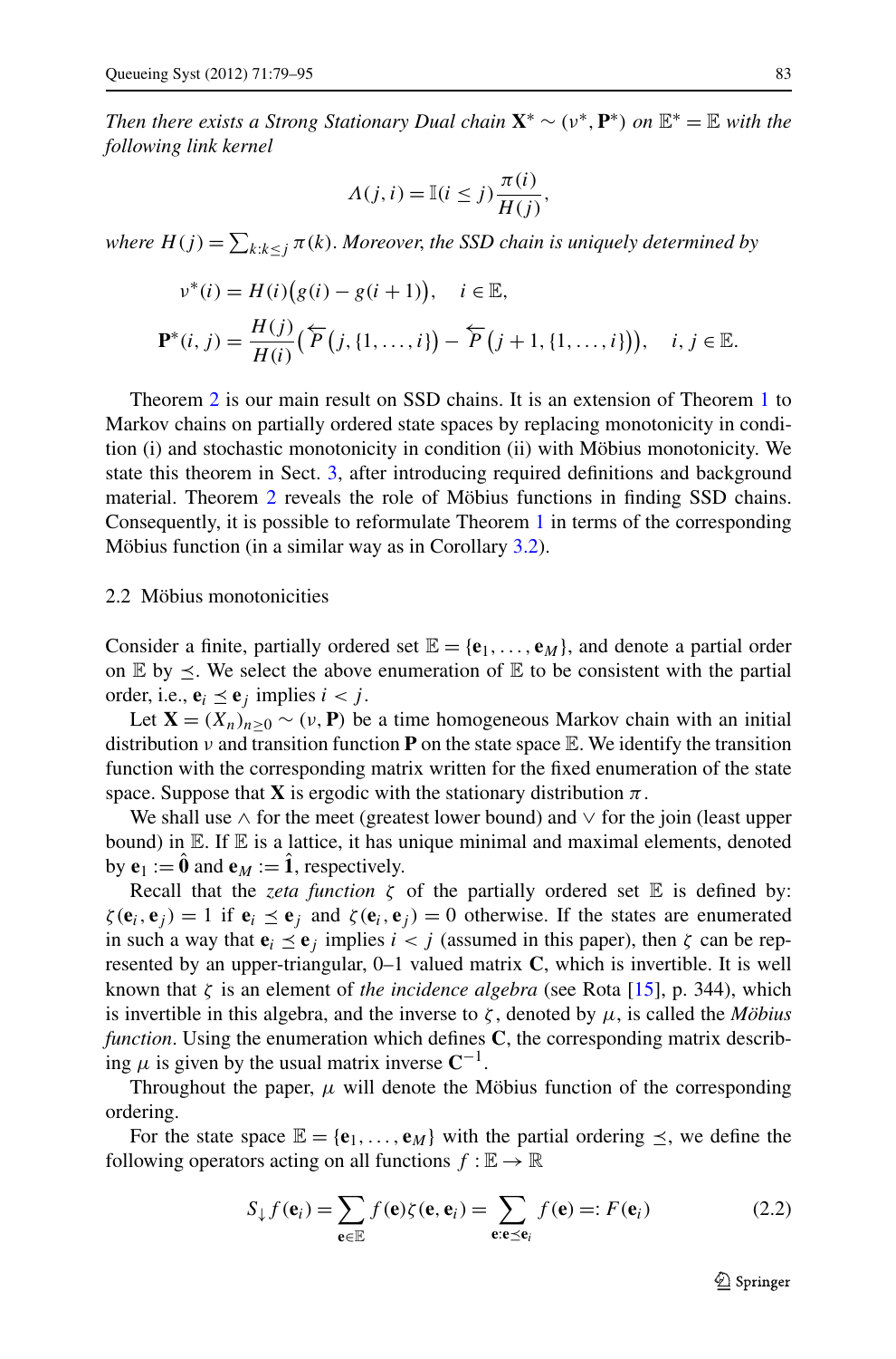*Then there exists a Strong Stationary Dual chain* $\mathbf{X}^* \sim (\nu^*, \mathbf{P}^*)$ *on* $\mathbb{E}^* = \mathbb{E}$ *with the following link kernel*

$$\Lambda(j,i) = \mathbb{I}(i \le j)\frac{\pi(i)}{H(j)},$$

*where* $H(j) = \sum_{k:k\le j} \pi(k)$. *Moreover, the SSD chain is uniquely determined by*

$$\nu^*(i) = H(i)\big(g(i) - g(i+1)\big), \quad i \in \mathbb{E},$$

$$\mathbf{P}^*(i,j) = \frac{H(j)}{H(i)}\big(\overleftarrow{P}\big(j, \{1,\dots,i\}\big) - \overleftarrow{P}\big(j+1, \{1,\dots,i\}\big)\big), \quad i, j \in \mathbb{E}.$$

Theorem 2 is our main result on SSD chains. It is an extension of Theorem 1 to Markov chains on partially ordered state spaces by replacing monotonicity in condition (i) and stochastic monotonicity in condition (ii) with Möbius monotonicity. We state this theorem in Sect. 3, after introducing required definitions and background material. Theorem 2 reveals the role of Möbius functions in finding SSD chains. Consequently, it is possible to reformulate Theorem 1 in terms of the corresponding Möbius function (in a similar way as in Corollary 3.2).

### 2.2 Möbius monotonicities

Consider a finite, partially ordered set $\mathbb{E} = \{\mathbf{e}_1, \dots, \mathbf{e}_M\}$, and denote a partial order on $\mathbb{E}$ by $\preceq$. We select the above enumeration of $\mathbb{E}$ to be consistent with the partial order, i.e., $\mathbf{e}_i \preceq \mathbf{e}_j$ implies $i < j$.

Let $\mathbf{X} = (X_n)_{n\ge 0} \sim (\nu, \mathbf{P})$ be a time homogeneous Markov chain with an initial distribution $\nu$ and transition function $\mathbf{P}$ on the state space $\mathbb{E}$. We identify the transition function with the corresponding matrix written for the fixed enumeration of the state space. Suppose that $\mathbf{X}$ is ergodic with the stationary distribution $\pi$.

We shall use $\wedge$ for the meet (greatest lower bound) and $\vee$ for the join (least upper bound) in $\mathbb{E}$. If $\mathbb{E}$ is a lattice, it has unique minimal and maximal elements, denoted by $\mathbf{e}_1 := \hat{\mathbf{0}}$ and $\mathbf{e}_M := \hat{\mathbf{1}}$, respectively.

Recall that the *zeta function* $\zeta$ of the partially ordered set $\mathbb{E}$ is defined by: $\zeta(\mathbf{e}_i, \mathbf{e}_j) = 1$ if $\mathbf{e}_i \preceq \mathbf{e}_j$ and $\zeta(\mathbf{e}_i, \mathbf{e}_j) = 0$ otherwise. If the states are enumerated in such a way that $\mathbf{e}_i \preceq \mathbf{e}_j$ implies $i < j$ (assumed in this paper), then $\zeta$ can be represented by an upper-triangular, 0–1 valued matrix $\mathbf{C}$, which is invertible. It is well known that $\zeta$ is an element of *the incidence algebra* (see Rota [15], p. 344), which is invertible in this algebra, and the inverse to $\zeta$, denoted by $\mu$, is called the *Möbius function*. Using the enumeration which defines $\mathbf{C}$, the corresponding matrix describing $\mu$ is given by the usual matrix inverse $\mathbf{C}^{-1}$.

Throughout the paper, $\mu$ will denote the Möbius function of the corresponding ordering.

For the state space $\mathbb{E} = \{\mathbf{e}_1, \dots, \mathbf{e}_M\}$ with the partial ordering $\preceq$, we define the following operators acting on all functions $f : \mathbb{E} \to \mathbb{R}$

$$S_\downarrow f(\mathbf{e}_i) = \sum_{\mathbf{e}\in\mathbb{E}} f(\mathbf{e})\zeta(\mathbf{e}, \mathbf{e}_i) = \sum_{\mathbf{e}:\mathbf{e}\preceq\mathbf{e}_i} f(\mathbf{e}) =: F(\mathbf{e}_i) \tag{2.2}$$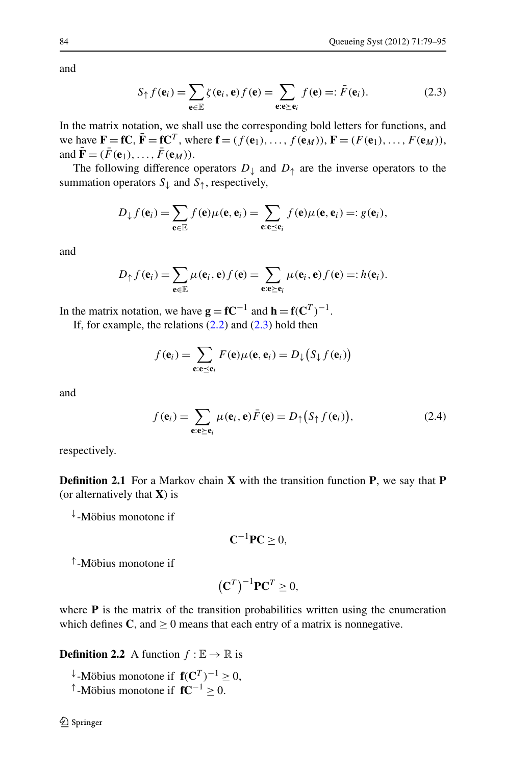and

$$S_{\uparrow} f(\mathbf{e}_i) = \sum_{\mathbf{e} \in \mathbb{E}} \zeta(\mathbf{e}_i, \mathbf{e}) f(\mathbf{e}) = \sum_{\mathbf{e}: \mathbf{e} \succeq \mathbf{e}_i} f(\mathbf{e}) =: \bar{F}(\mathbf{e}_i). \tag{2.3}$$

In the matrix notation, we shall use the corresponding bold letters for functions, and we have $\mathbf{F} = \mathbf{f}\mathbf{C}$, $\bar{\mathbf{F}} = \mathbf{f}\mathbf{C}^T$, where $\mathbf{f} = (f(\mathbf{e}_1), \ldots, f(\mathbf{e}_M))$, $\mathbf{F} = (F(\mathbf{e}_1), \ldots, F(\mathbf{e}_M))$, and $\bar{\mathbf{F}} = (\bar{F}(\mathbf{e}_1), \ldots, \bar{F}(\mathbf{e}_M))$.

The following difference operators $D_{\downarrow}$ and $D_{\uparrow}$ are the inverse operators to the summation operators $S_{\downarrow}$ and $S_{\uparrow}$, respectively,

$$D_{\downarrow} f(\mathbf{e}_i) = \sum_{\mathbf{e} \in \mathbb{E}} f(\mathbf{e}) \mu(\mathbf{e}, \mathbf{e}_i) = \sum_{\mathbf{e}: \mathbf{e} \preceq \mathbf{e}_i} f(\mathbf{e}) \mu(\mathbf{e}, \mathbf{e}_i) =: g(\mathbf{e}_i),$$

and

$$D_{\uparrow} f(\mathbf{e}_i) = \sum_{\mathbf{e} \in \mathbb{E}} \mu(\mathbf{e}_i, \mathbf{e}) f(\mathbf{e}) = \sum_{\mathbf{e}: \mathbf{e} \succeq \mathbf{e}_i} \mu(\mathbf{e}_i, \mathbf{e}) f(\mathbf{e}) =: h(\mathbf{e}_i).$$

In the matrix notation, we have $\mathbf{g} = \mathbf{f}\mathbf{C}^{-1}$ and $\mathbf{h} = \mathbf{f}(\mathbf{C}^T)^{-1}$.

If, for example, the relations (2.2) and (2.3) hold then

$$f(\mathbf{e}_i) = \sum_{\mathbf{e}: \mathbf{e} \preceq \mathbf{e}_i} F(\mathbf{e}) \mu(\mathbf{e}, \mathbf{e}_i) = D_{\downarrow}\big(S_{\downarrow} f(\mathbf{e}_i)\big)$$

and

$$f(\mathbf{e}_i) = \sum_{\mathbf{e}: \mathbf{e} \succeq \mathbf{e}_i} \mu(\mathbf{e}_i, \mathbf{e}) \bar{F}(\mathbf{e}) = D_{\uparrow}\big(S_{\uparrow} f(\mathbf{e}_i)\big), \tag{2.4}$$

respectively.

**Definition 2.1** For a Markov chain $\mathbf{X}$ with the transition function $\mathbf{P}$, we say that $\mathbf{P}$ (or alternatively that $\mathbf{X}$) is

$^{\downarrow}$-Möbius monotone if

$$\mathbf{C}^{-1}\mathbf{P}\mathbf{C} \geq 0,$$

$^{\uparrow}$-Möbius monotone if

$$\big(\mathbf{C}^T\big)^{-1}\mathbf{P}\mathbf{C}^T \geq 0,$$

where $\mathbf{P}$ is the matrix of the transition probabilities written using the enumeration which defines $\mathbf{C}$, and $\geq 0$ means that each entry of a matrix is nonnegative.

**Definition 2.2** A function $f : \mathbb{E} \to \mathbb{R}$ is

$^{\downarrow}$-Möbius monotone if $\mathbf{f}(\mathbf{C}^T)^{-1} \geq 0$,
$^{\uparrow}$-Möbius monotone if $\mathbf{f}\mathbf{C}^{-1} \geq 0$.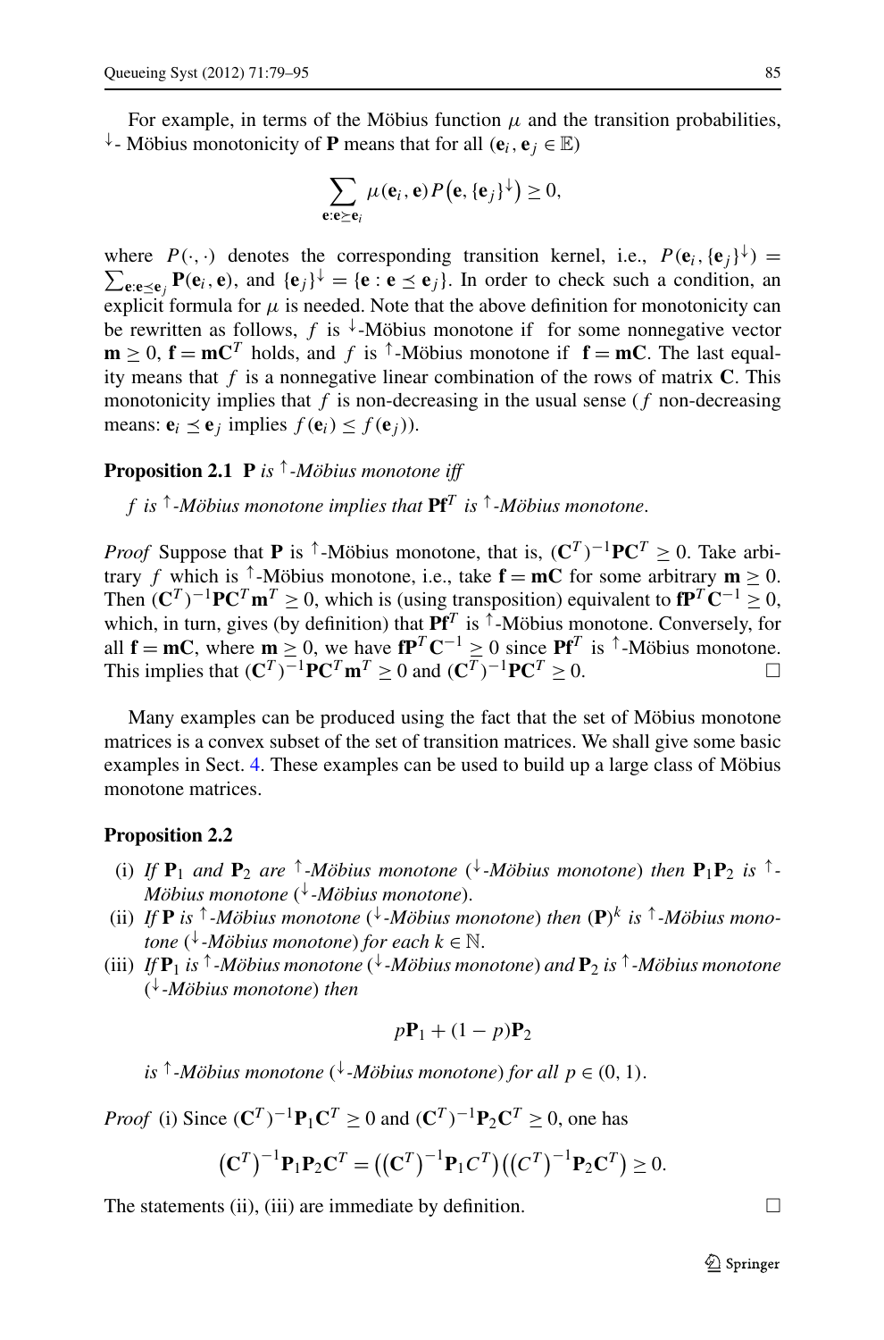For example, in terms of the Möbius function $\mu$ and the transition probabilities, $^{\downarrow}$- Möbius monotonicity of $\mathbf{P}$ means that for all ($\mathbf{e}_i, \mathbf{e}_j \in \mathbb{E}$)

$$\sum_{\mathbf{e}:\mathbf{e}\succeq\mathbf{e}_i} \mu(\mathbf{e}_i, \mathbf{e}) P\big(\mathbf{e}, \{\mathbf{e}_j\}^{\downarrow}\big) \geq 0,$$

where $P(\cdot,\cdot)$ denotes the corresponding transition kernel, i.e., $P(\mathbf{e}_i, \{\mathbf{e}_j\}^{\downarrow}) = \sum_{\mathbf{e}:\mathbf{e}\preceq\mathbf{e}_j} \mathbf{P}(\mathbf{e}_i, \mathbf{e})$, and $\{\mathbf{e}_j\}^{\downarrow} = \{\mathbf{e} : \mathbf{e} \preceq \mathbf{e}_j\}$. In order to check such a condition, an explicit formula for $\mu$ is needed. Note that the above definition for monotonicity can be rewritten as follows, $f$ is $^{\downarrow}$-Möbius monotone if for some nonnegative vector $\mathbf{m} \geq 0$, $\mathbf{f} = \mathbf{m}\mathbf{C}^T$ holds, and $f$ is $^{\uparrow}$-Möbius monotone if $\mathbf{f} = \mathbf{m}\mathbf{C}$. The last equality means that $f$ is a nonnegative linear combination of the rows of matrix $\mathbf{C}$. This monotonicity implies that $f$ is non-decreasing in the usual sense ($f$ non-decreasing means: $\mathbf{e}_i \preceq \mathbf{e}_j$ implies $f(\mathbf{e}_i) \leq f(\mathbf{e}_j)$).

**Proposition 2.1** $\mathbf{P}$ *is* $^{\uparrow}$*-Möbius monotone iff*

*$f$ is $^{\uparrow}$-Möbius monotone implies that $\mathbf{P}\mathbf{f}^T$ is $^{\uparrow}$-Möbius monotone.*

*Proof* Suppose that $\mathbf{P}$ is $^{\uparrow}$-Möbius monotone, that is, $(\mathbf{C}^T)^{-1}\mathbf{P}\mathbf{C}^T \geq 0$. Take arbitrary $f$ which is $^{\uparrow}$-Möbius monotone, i.e., take $\mathbf{f} = \mathbf{m}\mathbf{C}$ for some arbitrary $\mathbf{m} \geq 0$. Then $(\mathbf{C}^T)^{-1}\mathbf{P}\mathbf{C}^T\mathbf{m}^T \geq 0$, which is (using transposition) equivalent to $\mathbf{f}\mathbf{P}^T\mathbf{C}^{-1} \geq 0$, which, in turn, gives (by definition) that $\mathbf{P}\mathbf{f}^T$ is $^{\uparrow}$-Möbius monotone. Conversely, for all $\mathbf{f} = \mathbf{m}\mathbf{C}$, where $\mathbf{m} \geq 0$, we have $\mathbf{f}\mathbf{P}^T\mathbf{C}^{-1} \geq 0$ since $\mathbf{P}\mathbf{f}^T$ is $^{\uparrow}$-Möbius monotone. This implies that $(\mathbf{C}^T)^{-1}\mathbf{P}\mathbf{C}^T\mathbf{m}^T \geq 0$ and $(\mathbf{C}^T)^{-1}\mathbf{P}\mathbf{C}^T \geq 0$. □

Many examples can be produced using the fact that the set of Möbius monotone matrices is a convex subset of the set of transition matrices. We shall give some basic examples in Sect. 4. These examples can be used to build up a large class of Möbius monotone matrices.

**Proposition 2.2**

(i) *If $\mathbf{P}_1$ and $\mathbf{P}_2$ are $^{\uparrow}$-Möbius monotone ($^{\downarrow}$-Möbius monotone) then $\mathbf{P}_1\mathbf{P}_2$ is $^{\uparrow}$-Möbius monotone ($^{\downarrow}$-Möbius monotone).*

(ii) *If $\mathbf{P}$ is $^{\uparrow}$-Möbius monotone ($^{\downarrow}$-Möbius monotone) then $(\mathbf{P})^k$ is $^{\uparrow}$-Möbius monotone ($^{\downarrow}$-Möbius monotone) for each $k \in \mathbb{N}$.*

(iii) *If $\mathbf{P}_1$ is $^{\uparrow}$-Möbius monotone ($^{\downarrow}$-Möbius monotone) and $\mathbf{P}_2$ is $^{\uparrow}$-Möbius monotone ($^{\downarrow}$-Möbius monotone) then*

$$p\mathbf{P}_1 + (1-p)\mathbf{P}_2$$

*is $^{\uparrow}$-Möbius monotone ($^{\downarrow}$-Möbius monotone) for all $p \in (0, 1)$.*

*Proof* (i) Since $(\mathbf{C}^T)^{-1}\mathbf{P}_1\mathbf{C}^T \geq 0$ and $(\mathbf{C}^T)^{-1}\mathbf{P}_2\mathbf{C}^T \geq 0$, one has

$$\big(\mathbf{C}^T\big)^{-1}\mathbf{P}_1\mathbf{P}_2\mathbf{C}^T = \big(\big(\mathbf{C}^T\big)^{-1}\mathbf{P}_1 C^T\big)\big(\big(C^T\big)^{-1}\mathbf{P}_2\mathbf{C}^T\big) \geq 0.$$

The statements (ii), (iii) are immediate by definition. □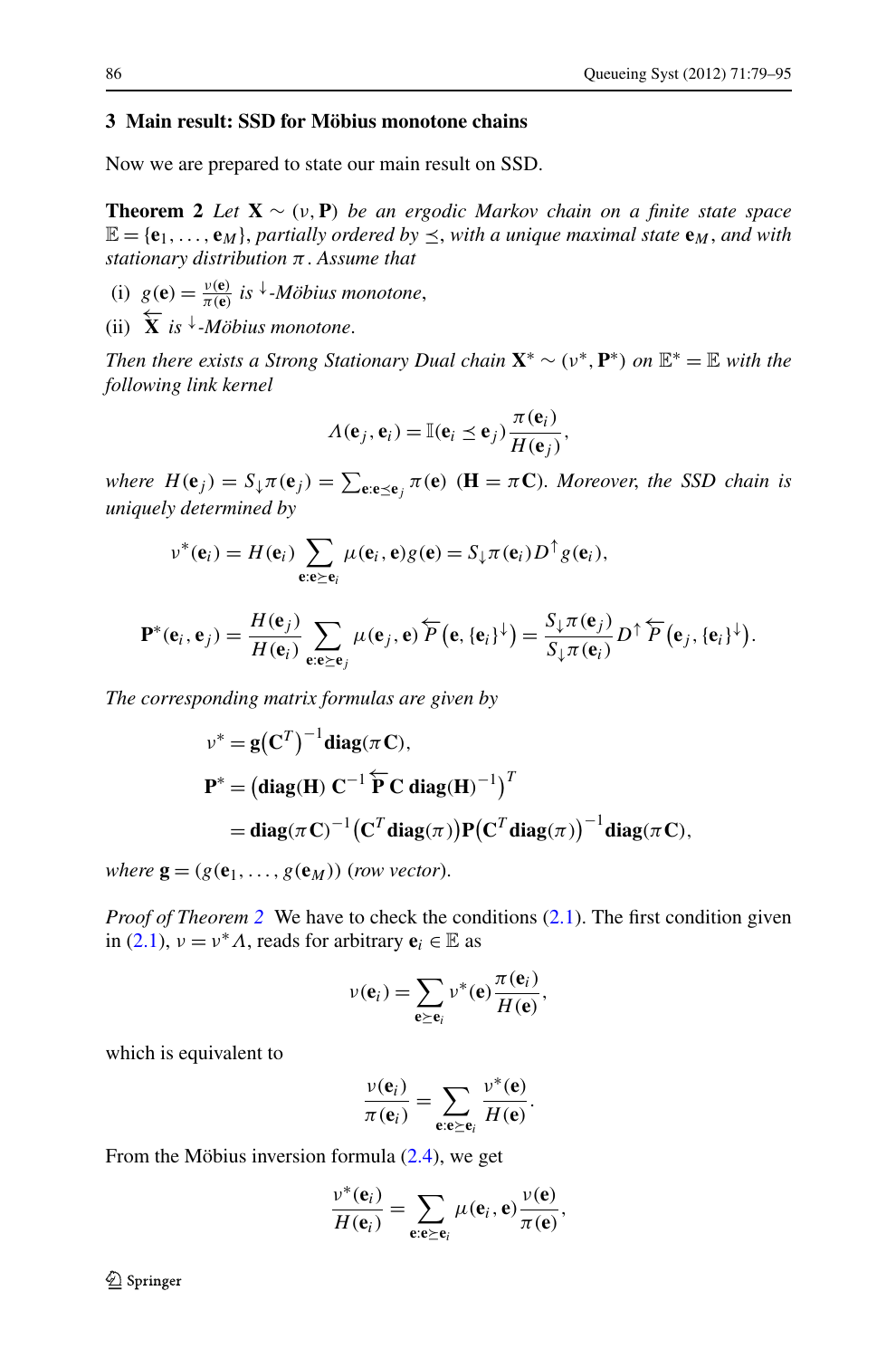## 3 Main result: SSD for Möbius monotone chains

Now we are prepared to state our main result on SSD.

**Theorem 2** *Let $\mathbf{X} \sim (\nu, \mathbf{P})$ be an ergodic Markov chain on a finite state space $\mathbb{E} = \{\mathbf{e}_1, \ldots, \mathbf{e}_M\}$, partially ordered by $\preceq$, with a unique maximal state $\mathbf{e}_M$, and with stationary distribution $\pi$. Assume that*

(i) $g(\mathbf{e}) = \frac{\nu(\mathbf{e})}{\pi(\mathbf{e})}$ *is $^{\downarrow}$-Möbius monotone,*

(ii) $\overleftarrow{\mathbf{X}}$ *is $^{\downarrow}$-Möbius monotone.*

*Then there exists a Strong Stationary Dual chain $\mathbf{X}^* \sim (\nu^*, \mathbf{P}^*)$ on $\mathbb{E}^* = \mathbb{E}$ with the following link kernel*

$$\Lambda(\mathbf{e}_j, \mathbf{e}_i) = \mathbb{I}(\mathbf{e}_i \preceq \mathbf{e}_j) \frac{\pi(\mathbf{e}_i)}{H(\mathbf{e}_j)},$$

*where $H(\mathbf{e}_j) = S_{\downarrow}\pi(\mathbf{e}_j) = \sum_{\mathbf{e}:\mathbf{e} \preceq \mathbf{e}_j} \pi(\mathbf{e})$ ($\mathbf{H} = \pi \mathbf{C}$). Moreover, the SSD chain is uniquely determined by*

$$\nu^*(\mathbf{e}_i) = H(\mathbf{e}_i) \sum_{\mathbf{e}:\mathbf{e} \succeq \mathbf{e}_i} \mu(\mathbf{e}_i, \mathbf{e}) g(\mathbf{e}) = S_{\downarrow}\pi(\mathbf{e}_i) D^{\uparrow} g(\mathbf{e}_i),$$

$$\mathbf{P}^*(\mathbf{e}_i, \mathbf{e}_j) = \frac{H(\mathbf{e}_j)}{H(\mathbf{e}_i)} \sum_{\mathbf{e}:\mathbf{e} \succeq \mathbf{e}_j} \mu(\mathbf{e}_j, \mathbf{e}) \overleftarrow{P}\big(\mathbf{e}, \{\mathbf{e}_i\}^{\downarrow}\big) = \frac{S_{\downarrow}\pi(\mathbf{e}_j)}{S_{\downarrow}\pi(\mathbf{e}_i)} D^{\uparrow} \overleftarrow{P}\big(\mathbf{e}_j, \{\mathbf{e}_i\}^{\downarrow}\big).$$

*The corresponding matrix formulas are given by*

$$\begin{aligned}
\nu^* &= \mathbf{g}\big(\mathbf{C}^T\big)^{-1} \mathbf{diag}(\pi \mathbf{C}), \\
\mathbf{P}^* &= \big(\mathbf{diag}(\mathbf{H})\ \mathbf{C}^{-1} \overleftarrow{\mathbf{P}}\, \mathbf{C}\ \mathbf{diag}(\mathbf{H})^{-1}\big)^T \\
&= \mathbf{diag}(\pi \mathbf{C})^{-1} \big(\mathbf{C}^T \mathbf{diag}(\pi)\big) \mathbf{P} \big(\mathbf{C}^T \mathbf{diag}(\pi)\big)^{-1} \mathbf{diag}(\pi \mathbf{C}),
\end{aligned}$$

*where $\mathbf{g} = (g(\mathbf{e}_1, \ldots, g(\mathbf{e}_M))$ (row vector).*

*Proof of Theorem 2* We have to check the conditions (2.1). The first condition given in (2.1), $\nu = \nu^* \Lambda$, reads for arbitrary $\mathbf{e}_i \in \mathbb{E}$ as

$$\nu(\mathbf{e}_i) = \sum_{\mathbf{e} \succeq \mathbf{e}_i} \nu^*(\mathbf{e}) \frac{\pi(\mathbf{e}_i)}{H(\mathbf{e})},$$

which is equivalent to

$$\frac{\nu(\mathbf{e}_i)}{\pi(\mathbf{e}_i)} = \sum_{\mathbf{e}:\mathbf{e} \succeq \mathbf{e}_i} \frac{\nu^*(\mathbf{e})}{H(\mathbf{e})}.$$

From the Möbius inversion formula (2.4), we get

$$\frac{\nu^*(\mathbf{e}_i)}{H(\mathbf{e}_i)} = \sum_{\mathbf{e}:\mathbf{e} \succeq \mathbf{e}_i} \mu(\mathbf{e}_i, \mathbf{e}) \frac{\nu(\mathbf{e})}{\pi(\mathbf{e})},$$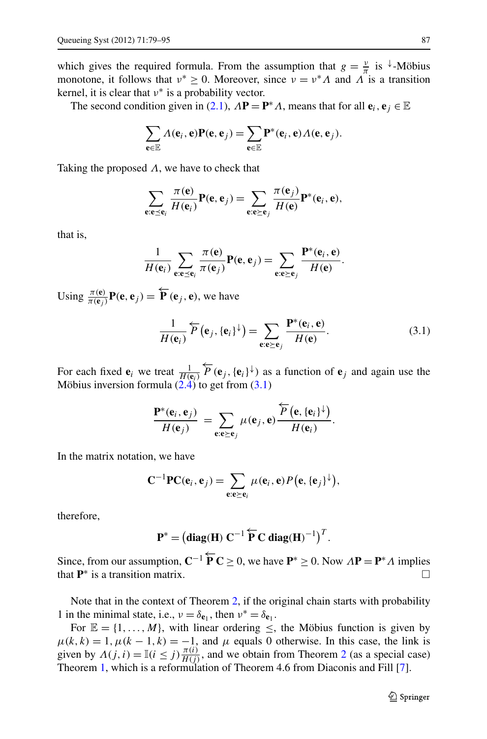which gives the required formula. From the assumption that $g = \frac{\nu}{\pi}$ is ${}^{\downarrow}$-Möbius monotone, it follows that $\nu^* \geq 0$. Moreover, since $\nu = \nu^* \Lambda$ and $\Lambda$ is a transition kernel, it is clear that $\nu^*$ is a probability vector.

The second condition given in (2.1), $\Lambda \mathbf{P} = \mathbf{P}^* \Lambda$, means that for all $\mathbf{e}_i, \mathbf{e}_j \in \mathbb{E}$

$$\sum_{\mathbf{e} \in \mathbb{E}} \Lambda(\mathbf{e}_i, \mathbf{e}) \mathbf{P}(\mathbf{e}, \mathbf{e}_j) = \sum_{\mathbf{e} \in \mathbb{E}} \mathbf{P}^*(\mathbf{e}_i, \mathbf{e}) \Lambda(\mathbf{e}, \mathbf{e}_j).$$

Taking the proposed $\Lambda$, we have to check that

$$\sum_{\mathbf{e}: \mathbf{e} \preceq \mathbf{e}_i} \frac{\pi(\mathbf{e})}{H(\mathbf{e}_i)} \mathbf{P}(\mathbf{e}, \mathbf{e}_j) = \sum_{\mathbf{e}: \mathbf{e} \succeq \mathbf{e}_j} \frac{\pi(\mathbf{e}_j)}{H(\mathbf{e})} \mathbf{P}^*(\mathbf{e}_i, \mathbf{e}),$$

that is,

$$\frac{1}{H(\mathbf{e}_i)} \sum_{\mathbf{e}: \mathbf{e} \preceq \mathbf{e}_i} \frac{\pi(\mathbf{e})}{\pi(\mathbf{e}_j)} \mathbf{P}(\mathbf{e}, \mathbf{e}_j) = \sum_{\mathbf{e}: \mathbf{e} \succeq \mathbf{e}_j} \frac{\mathbf{P}^*(\mathbf{e}_i, \mathbf{e})}{H(\mathbf{e})}.$$

Using $\frac{\pi(\mathbf{e})}{\pi(\mathbf{e}_j)} \mathbf{P}(\mathbf{e}, \mathbf{e}_j) = \overleftarrow{\mathbf{P}}(\mathbf{e}_j, \mathbf{e})$, we have

$$\frac{1}{H(\mathbf{e}_i)} \overleftarrow{P}\left(\mathbf{e}_j, \{\mathbf{e}_i\}^{\downarrow}\right) = \sum_{\mathbf{e}: \mathbf{e} \succeq \mathbf{e}_j} \frac{\mathbf{P}^*(\mathbf{e}_i, \mathbf{e})}{H(\mathbf{e})}. \tag{3.1}$$

For each fixed $\mathbf{e}_i$ we treat $\frac{1}{H(\mathbf{e}_i)} \overleftarrow{P}(\mathbf{e}_j, \{\mathbf{e}_i\}^{\downarrow})$ as a function of $\mathbf{e}_j$ and again use the Möbius inversion formula (2.4) to get from (3.1)

$$\frac{\mathbf{P}^*(\mathbf{e}_i, \mathbf{e}_j)}{H(\mathbf{e}_j)} = \sum_{\mathbf{e}: \mathbf{e} \succeq \mathbf{e}_j} \mu(\mathbf{e}_j, \mathbf{e}) \frac{\overleftarrow{P}\left(\mathbf{e}, \{\mathbf{e}_i\}^{\downarrow}\right)}{H(\mathbf{e}_i)}.$$

In the matrix notation, we have

$$\mathbf{C}^{-1} \mathbf{P} \mathbf{C}(\mathbf{e}_i, \mathbf{e}_j) = \sum_{\mathbf{e}: \mathbf{e} \succeq \mathbf{e}_i} \mu(\mathbf{e}_i, \mathbf{e}) P\left(\mathbf{e}, \{\mathbf{e}_j\}^{\downarrow}\right),$$

therefore,

$$\mathbf{P}^* = \left(\mathbf{diag}(\mathbf{H})\, \mathbf{C}^{-1} \overleftarrow{\mathbf{P}} \mathbf{C}\, \mathbf{diag}(\mathbf{H})^{-1}\right)^T.$$

Since, from our assumption, $\mathbf{C}^{-1} \overleftarrow{\mathbf{P}} \mathbf{C} \geq 0$, we have $\mathbf{P}^* \geq 0$. Now $\Lambda \mathbf{P} = \mathbf{P}^* \Lambda$ implies that $\mathbf{P}^*$ is a transition matrix. $\square$

Note that in the context of Theorem 2, if the original chain starts with probability 1 in the minimal state, i.e., $\nu = \delta_{\mathbf{e}_1}$, then $\nu^* = \delta_{\mathbf{e}_1}$.

For $\mathbb{E} = \{1, \ldots, M\}$, with linear ordering $\leq$, the Möbius function is given by $\mu(k, k) = 1$, $\mu(k-1, k) = -1$, and $\mu$ equals 0 otherwise. In this case, the link is given by $\Lambda(j, i) = \mathbb{I}(i \leq j) \frac{\pi(i)}{H(j)}$, and we obtain from Theorem 2 (as a special case) Theorem 1, which is a reformulation of Theorem 4.6 from Diaconis and Fill [7].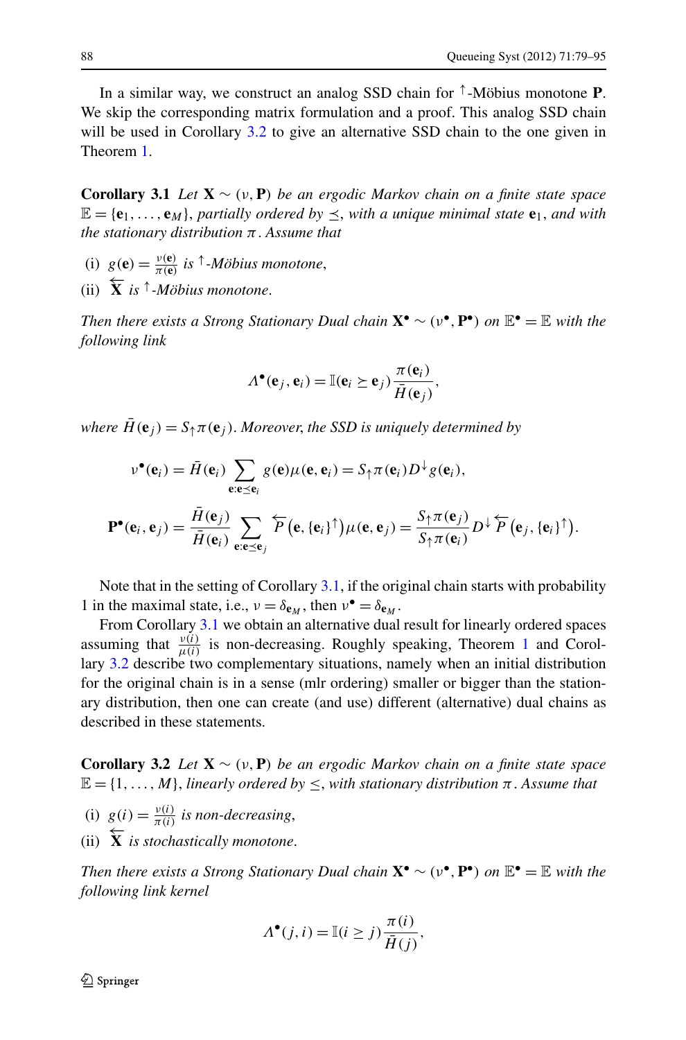In a similar way, we construct an analog SSD chain for $^{\uparrow}$-Möbius monotone $\mathbf{P}$. We skip the corresponding matrix formulation and a proof. This analog SSD chain will be used in Corollary 3.2 to give an alternative SSD chain to the one given in Theorem 1.

**Corollary 3.1** *Let $\mathbf{X} \sim (\nu, \mathbf{P})$ be an ergodic Markov chain on a finite state space $\mathbb{E} = \{\mathbf{e}_1, \ldots, \mathbf{e}_M\}$, partially ordered by $\preceq$, with a unique minimal state $\mathbf{e}_1$, and with the stationary distribution $\pi$. Assume that*

(i) $g(\mathbf{e}) = \frac{\nu(\mathbf{e})}{\pi(\mathbf{e})}$ *is $^{\uparrow}$-Möbius monotone,*

(ii) $\overleftarrow{\mathbf{X}}$ *is $^{\uparrow}$-Möbius monotone.*

*Then there exists a Strong Stationary Dual chain $\mathbf{X}^{\bullet} \sim (\nu^{\bullet}, \mathbf{P}^{\bullet})$ on $\mathbb{E}^{\bullet} = \mathbb{E}$ with the following link*

$$\Lambda^{\bullet}(\mathbf{e}_j, \mathbf{e}_i) = \mathbb{I}(\mathbf{e}_i \succeq \mathbf{e}_j) \frac{\pi(\mathbf{e}_i)}{\bar{H}(\mathbf{e}_j)},$$

*where $\bar{H}(\mathbf{e}_j) = S_{\uparrow}\pi(\mathbf{e}_j)$. Moreover, the SSD is uniquely determined by*

$$\nu^{\bullet}(\mathbf{e}_i) = \bar{H}(\mathbf{e}_i) \sum_{\mathbf{e}:\mathbf{e} \preceq \mathbf{e}_i} g(\mathbf{e})\mu(\mathbf{e}, \mathbf{e}_i) = S_{\uparrow}\pi(\mathbf{e}_i) D^{\downarrow} g(\mathbf{e}_i),$$

$$\mathbf{P}^{\bullet}(\mathbf{e}_i, \mathbf{e}_j) = \frac{\bar{H}(\mathbf{e}_j)}{\bar{H}(\mathbf{e}_i)} \sum_{\mathbf{e}:\mathbf{e} \preceq \mathbf{e}_j} \overleftarrow{P}\big(\mathbf{e}, \{\mathbf{e}_i\}^{\uparrow}\big)\mu(\mathbf{e}, \mathbf{e}_j) = \frac{S_{\uparrow}\pi(\mathbf{e}_j)}{S_{\uparrow}\pi(\mathbf{e}_i)} D^{\downarrow} \overleftarrow{P}\big(\mathbf{e}_j, \{\mathbf{e}_i\}^{\uparrow}\big).$$

Note that in the setting of Corollary 3.1, if the original chain starts with probability 1 in the maximal state, i.e., $\nu = \delta_{\mathbf{e}_M}$, then $\nu^{\bullet} = \delta_{\mathbf{e}_M}$.

From Corollary 3.1 we obtain an alternative dual result for linearly ordered spaces assuming that $\frac{\nu(i)}{\mu(i)}$ is non-decreasing. Roughly speaking, Theorem 1 and Corollary 3.2 describe two complementary situations, namely when an initial distribution for the original chain is in a sense (mlr ordering) smaller or bigger than the stationary distribution, then one can create (and use) different (alternative) dual chains as described in these statements.

**Corollary 3.2** *Let $\mathbf{X} \sim (\nu, \mathbf{P})$ be an ergodic Markov chain on a finite state space $\mathbb{E} = \{1, \ldots, M\}$, linearly ordered by $\leq$, with stationary distribution $\pi$. Assume that*

(i) $g(i) = \frac{\nu(i)}{\pi(i)}$ *is non-decreasing,*

(ii) $\overleftarrow{\mathbf{X}}$ *is stochastically monotone.*

*Then there exists a Strong Stationary Dual chain $\mathbf{X}^{\bullet} \sim (\nu^{\bullet}, \mathbf{P}^{\bullet})$ on $\mathbb{E}^{\bullet} = \mathbb{E}$ with the following link kernel*

$$\Lambda^{\bullet}(j, i) = \mathbb{I}(i \geq j) \frac{\pi(i)}{\bar{H}(j)},$$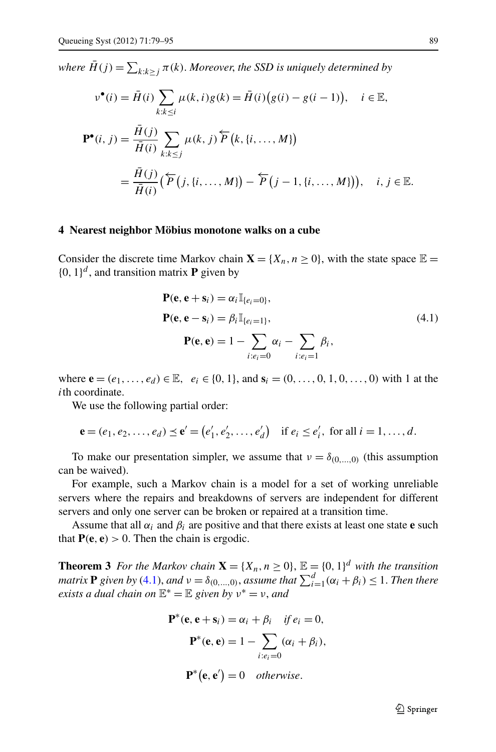*where* $\bar{H}(j) = \sum_{k:k \geq j} \pi(k)$. *Moreover, the SSD is uniquely determined by*

$$\nu^\bullet(i) = \bar{H}(i) \sum_{k:k \leq i} \mu(k,i) g(k) = \bar{H}(i)\big(g(i) - g(i-1)\big), \quad i \in \mathbb{E},$$

$$\begin{aligned}
\mathbf{P}^\bullet(i,j) &= \frac{\bar{H}(j)}{\bar{H}(i)} \sum_{k:k \leq j} \mu(k,j) \overleftarrow{P}\big(k, \{i, \ldots, M\}\big) \\
&= \frac{\bar{H}(j)}{\bar{H}(i)} \big(\overleftarrow{P}\big(j, \{i, \ldots, M\}\big) - \overleftarrow{P}\big(j-1, \{i, \ldots, M\}\big)\big), \quad i, j \in \mathbb{E}.
\end{aligned}$$

## 4 Nearest neighbor Möbius monotone walks on a cube

Consider the discrete time Markov chain $\mathbf{X} = \{X_n, n \geq 0\}$, with the state space $\mathbb{E} = \{0,1\}^d$, and transition matrix $\mathbf{P}$ given by

$$\begin{aligned}
\mathbf{P}(\mathbf{e}, \mathbf{e} + \mathbf{s}_i) &= \alpha_i \mathbb{I}_{\{e_i = 0\}}, \\
\mathbf{P}(\mathbf{e}, \mathbf{e} - \mathbf{s}_i) &= \beta_i \mathbb{I}_{\{e_i = 1\}}, \\
\mathbf{P}(\mathbf{e}, \mathbf{e}) &= 1 - \sum_{i:e_i=0} \alpha_i - \sum_{i:e_i=1} \beta_i,
\end{aligned} \tag{4.1}$$

where $\mathbf{e} = (e_1, \ldots, e_d) \in \mathbb{E}$, $e_i \in \{0,1\}$, and $\mathbf{s}_i = (0, \ldots, 0, 1, 0, \ldots, 0)$ with 1 at the $i$th coordinate.

We use the following partial order:

$$\mathbf{e} = (e_1, e_2, \ldots, e_d) \preceq \mathbf{e}' = (e_1', e_2', \ldots, e_d') \quad \text{if } e_i \leq e_i', \text{ for all } i = 1, \ldots, d.$$

To make our presentation simpler, we assume that $\nu = \delta_{(0,\ldots,0)}$ (this assumption can be waived).

For example, such a Markov chain is a model for a set of working unreliable servers where the repairs and breakdowns of servers are independent for different servers and only one server can be broken or repaired at a transition time.

Assume that all $\alpha_i$ and $\beta_i$ are positive and that there exists at least one state $\mathbf{e}$ such that $\mathbf{P}(\mathbf{e}, \mathbf{e}) > 0$. Then the chain is ergodic.

**Theorem 3** *For the Markov chain* $\mathbf{X} = \{X_n, n \geq 0\}$, $\mathbb{E} = \{0,1\}^d$ *with the transition matrix* $\mathbf{P}$ *given by* (4.1), *and* $\nu = \delta_{(0,\ldots,0)}$, *assume that* $\sum_{i=1}^d (\alpha_i + \beta_i) \leq 1$. *Then there exists a dual chain on* $\mathbb{E}^* = \mathbb{E}$ *given by* $\nu^* = \nu$, *and*

$$\begin{aligned}
\mathbf{P}^*(\mathbf{e}, \mathbf{e} + \mathbf{s}_i) &= \alpha_i + \beta_i \quad \text{if } e_i = 0, \\
\mathbf{P}^*(\mathbf{e}, \mathbf{e}) &= 1 - \sum_{i:e_i=0} (\alpha_i + \beta_i), \\
\mathbf{P}^*\big(\mathbf{e}, \mathbf{e}'\big) &= 0 \quad \text{otherwise}.
\end{aligned}$$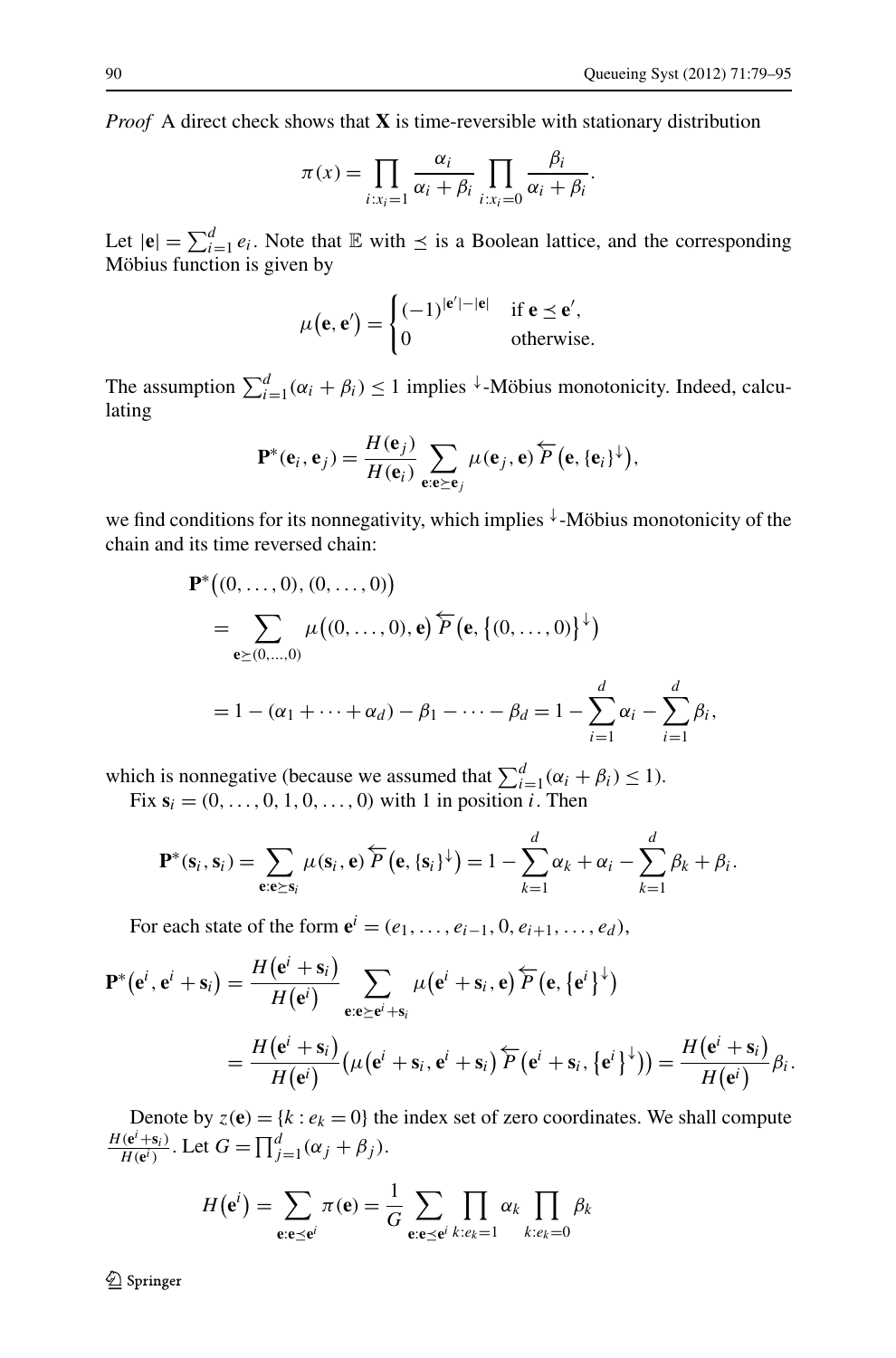*Proof* A direct check shows that $\mathbf{X}$ is time-reversible with stationary distribution

$$\pi(x) = \prod_{i:x_i=1} \frac{\alpha_i}{\alpha_i+\beta_i} \prod_{i:x_i=0} \frac{\beta_i}{\alpha_i+\beta_i}.$$

Let $|\mathbf{e}| = \sum_{i=1}^d e_i$. Note that $\mathbb{E}$ with $\preceq$ is a Boolean lattice, and the corresponding Möbius function is given by

$$\mu(\mathbf{e},\mathbf{e}') = \begin{cases} (-1)^{|\mathbf{e}'|-|\mathbf{e}|} & \text{if } \mathbf{e} \preceq \mathbf{e}', \\ 0 & \text{otherwise.} \end{cases}$$

The assumption $\sum_{i=1}^d (\alpha_i + \beta_i) \le 1$ implies ${}^{\downarrow}$-Möbius monotonicity. Indeed, calculating

$$\mathbf{P}^*(\mathbf{e}_i,\mathbf{e}_j) = \frac{H(\mathbf{e}_j)}{H(\mathbf{e}_i)} \sum_{\mathbf{e}:\mathbf{e}\succeq \mathbf{e}_j} \mu(\mathbf{e}_j,\mathbf{e}) \overleftarrow{P}\big(\mathbf{e},\{\mathbf{e}_i\}^{\downarrow}\big),$$

we find conditions for its nonnegativity, which implies ${}^{\downarrow}$-Möbius monotonicity of the chain and its time reversed chain:

$$\begin{aligned}
&\mathbf{P}^*\big((0,\dots,0),(0,\dots,0)\big) \\
&\quad = \sum_{\mathbf{e}\succeq(0,\dots,0)} \mu\big((0,\dots,0),\mathbf{e}\big) \overleftarrow{P}\big(\mathbf{e},\{(0,\dots,0)\}^{\downarrow}\big) \\
&\quad = 1-(\alpha_1+\cdots+\alpha_d)-\beta_1-\cdots-\beta_d = 1-\sum_{i=1}^d \alpha_i - \sum_{i=1}^d \beta_i,
\end{aligned}$$

which is nonnegative (because we assumed that $\sum_{i=1}^d (\alpha_i+\beta_i) \le 1$).

Fix $\mathbf{s}_i = (0,\dots,0,1,0,\dots,0)$ with 1 in position $i$. Then

$$\mathbf{P}^*(\mathbf{s}_i,\mathbf{s}_i) = \sum_{\mathbf{e}:\mathbf{e}\succeq \mathbf{s}_i} \mu(\mathbf{s}_i,\mathbf{e}) \overleftarrow{P}\big(\mathbf{e},\{\mathbf{s}_i\}^{\downarrow}\big) = 1-\sum_{k=1}^d \alpha_k + \alpha_i - \sum_{k=1}^d \beta_k + \beta_i.$$

For each state of the form $\mathbf{e}^i = (e_1,\dots,e_{i-1},0,e_{i+1},\dots,e_d)$,

$$\begin{aligned}
\mathbf{P}^*\big(\mathbf{e}^i,\mathbf{e}^i+\mathbf{s}_i\big) &= \frac{H(\mathbf{e}^i+\mathbf{s}_i)}{H(\mathbf{e}^i)} \sum_{\mathbf{e}:\mathbf{e}\succeq \mathbf{e}^i+\mathbf{s}_i} \mu\big(\mathbf{e}^i+\mathbf{s}_i,\mathbf{e}\big) \overleftarrow{P}\big(\mathbf{e},\{\mathbf{e}^i\}^{\downarrow}\big) \\
&= \frac{H(\mathbf{e}^i+\mathbf{s}_i)}{H(\mathbf{e}^i)} \big(\mu\big(\mathbf{e}^i+\mathbf{s}_i,\mathbf{e}^i+\mathbf{s}_i\big) \overleftarrow{P}\big(\mathbf{e}^i+\mathbf{s}_i,\{\mathbf{e}^i\}^{\downarrow}\big)\big) = \frac{H(\mathbf{e}^i+\mathbf{s}_i)}{H(\mathbf{e}^i)} \beta_i.
\end{aligned}$$

Denote by $z(\mathbf{e}) = \{k : e_k = 0\}$ the index set of zero coordinates. We shall compute $\frac{H(\mathbf{e}^i+\mathbf{s}_i)}{H(\mathbf{e}^i)}$. Let $G = \prod_{j=1}^d (\alpha_j+\beta_j)$.

$$H\big(\mathbf{e}^i\big) = \sum_{\mathbf{e}:\mathbf{e}\preceq \mathbf{e}^i} \pi(\mathbf{e}) = \frac{1}{G} \sum_{\mathbf{e}:\mathbf{e}\preceq \mathbf{e}^i} \prod_{k:e_k=1} \alpha_k \prod_{k:e_k=0} \beta_k$$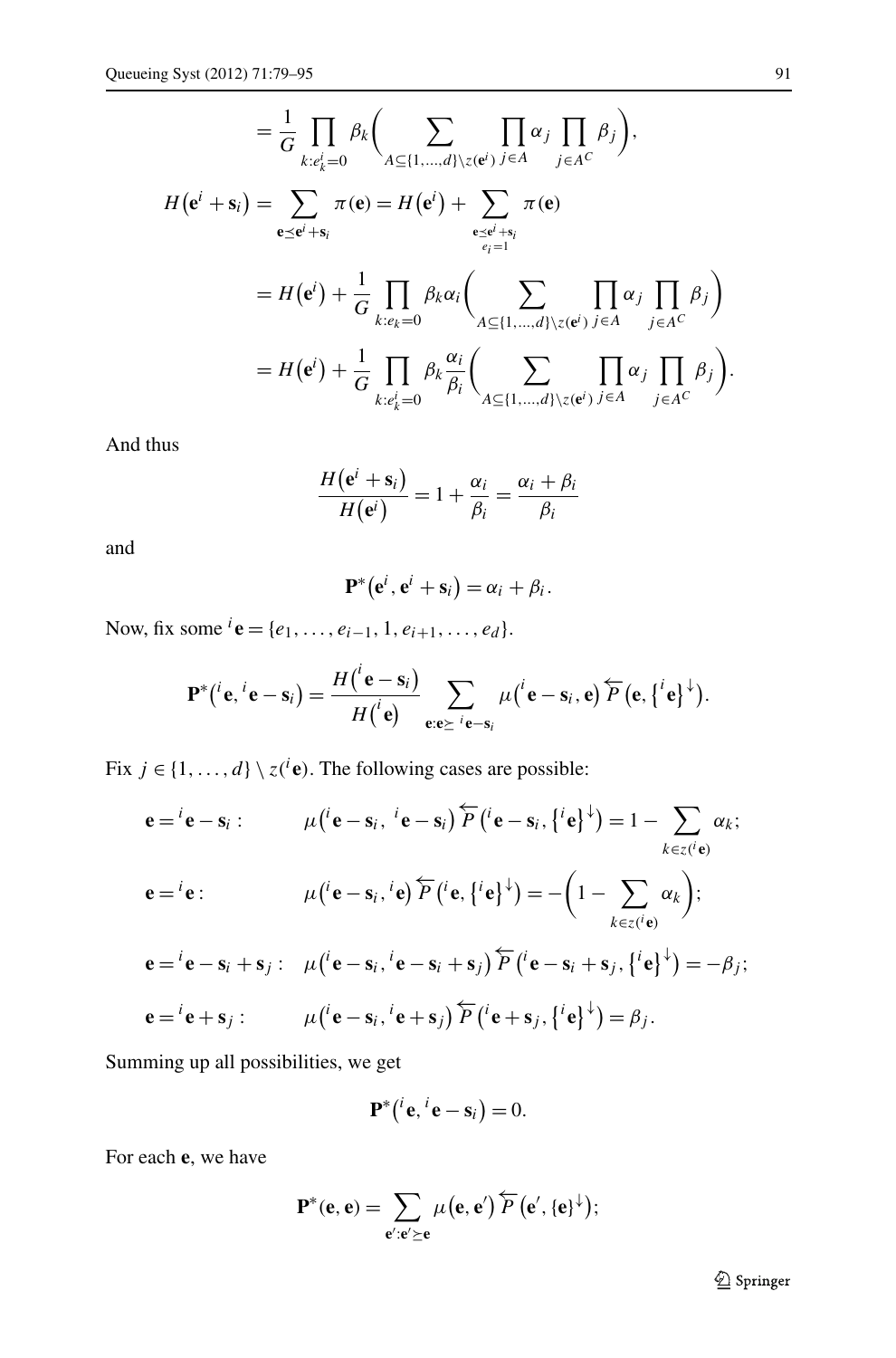$$= \frac{1}{G} \prod_{k: e^i_k = 0} \beta_k \biggl( \sum_{A \subseteq \{1,\dots,d\} \setminus z(\mathbf{e}^i)} \prod_{j \in A} \alpha_j \prod_{j \in A^C} \beta_j \biggr),$$

$$H\bigl(\mathbf{e}^i + \mathbf{s}_i\bigr) = \sum_{\mathbf{e} \preceq \mathbf{e}^i + \mathbf{s}_i} \pi(\mathbf{e}) = H\bigl(\mathbf{e}^i\bigr) + \sum_{\substack{\mathbf{e} \preceq \mathbf{e}^i + \mathbf{s}_i \\ e_i = 1}} \pi(\mathbf{e})$$

$$= H\bigl(\mathbf{e}^i\bigr) + \frac{1}{G} \prod_{k: e_k = 0} \beta_k \alpha_i \biggl( \sum_{A \subseteq \{1,\dots,d\} \setminus z(\mathbf{e}^i)} \prod_{j \in A} \alpha_j \prod_{j \in A^C} \beta_j \biggr)$$

$$= H\bigl(\mathbf{e}^i\bigr) + \frac{1}{G} \prod_{k: e^i_k = 0} \beta_k \frac{\alpha_i}{\beta_i} \biggl( \sum_{A \subseteq \{1,\dots,d\} \setminus z(\mathbf{e}^i)} \prod_{j \in A} \alpha_j \prod_{j \in A^C} \beta_j \biggr).$$

And thus

$$\frac{H(\mathbf{e}^i + \mathbf{s}_i)}{H(\mathbf{e}^i)} = 1 + \frac{\alpha_i}{\beta_i} = \frac{\alpha_i + \beta_i}{\beta_i}$$

and

$$\mathbf{P}^*\bigl(\mathbf{e}^i, \mathbf{e}^i + \mathbf{s}_i\bigr) = \alpha_i + \beta_i.$$

Now, fix some ${}^i\mathbf{e} = \{e_1, \dots, e_{i-1}, 1, e_{i+1}, \dots, e_d\}$.

$$\mathbf{P}^*\bigl({}^i\mathbf{e}, {}^i\mathbf{e} - \mathbf{s}_i\bigr) = \frac{H({}^i\mathbf{e} - \mathbf{s}_i)}{H({}^i\mathbf{e})} \sum_{\mathbf{e}: \mathbf{e} \succeq {}^i\mathbf{e} - \mathbf{s}_i} \mu\bigl({}^i\mathbf{e} - \mathbf{s}_i, \mathbf{e}\bigr) \overleftarrow{P}\bigl(\mathbf{e}, \bigl\{{}^i\mathbf{e}\bigr\}^{\downarrow}\bigr).$$

Fix $j \in \{1, \dots, d\} \setminus z({}^i\mathbf{e})$. The following cases are possible:

$$\mathbf{e} = {}^i\mathbf{e} - \mathbf{s}_i: \qquad \mu\bigl({}^i\mathbf{e} - \mathbf{s}_i, {}^i\mathbf{e} - \mathbf{s}_i\bigr) \overleftarrow{P}\bigl({}^i\mathbf{e} - \mathbf{s}_i, \bigl\{{}^i\mathbf{e}\bigr\}^{\downarrow}\bigr) = 1 - \sum_{k \in z({}^i\mathbf{e})} \alpha_k;$$

$$\mathbf{e} = {}^i\mathbf{e}: \qquad \mu\bigl({}^i\mathbf{e} - \mathbf{s}_i, {}^i\mathbf{e}\bigr) \overleftarrow{P}\bigl({}^i\mathbf{e}, \bigl\{{}^i\mathbf{e}\bigr\}^{\downarrow}\bigr) = -\biggl(1 - \sum_{k \in z({}^i\mathbf{e})} \alpha_k\biggr);$$

$$\mathbf{e} = {}^i\mathbf{e} - \mathbf{s}_i + \mathbf{s}_j: \quad \mu\bigl({}^i\mathbf{e} - \mathbf{s}_i, {}^i\mathbf{e} - \mathbf{s}_i + \mathbf{s}_j\bigr) \overleftarrow{P}\bigl({}^i\mathbf{e} - \mathbf{s}_i + \mathbf{s}_j, \bigl\{{}^i\mathbf{e}\bigr\}^{\downarrow}\bigr) = -\beta_j;$$

$$\mathbf{e} = {}^i\mathbf{e} + \mathbf{s}_j: \qquad \mu\bigl({}^i\mathbf{e} - \mathbf{s}_i, {}^i\mathbf{e} + \mathbf{s}_j\bigr) \overleftarrow{P}\bigl({}^i\mathbf{e} + \mathbf{s}_j, \bigl\{{}^i\mathbf{e}\bigr\}^{\downarrow}\bigr) = \beta_j.$$

Summing up all possibilities, we get

$$\mathbf{P}^*\bigl({}^i\mathbf{e}, {}^i\mathbf{e} - \mathbf{s}_i\bigr) = 0.$$

For each $\mathbf{e}$, we have

$$\mathbf{P}^*(\mathbf{e}, \mathbf{e}) = \sum_{\mathbf{e}': \mathbf{e}' \succeq \mathbf{e}} \mu\bigl(\mathbf{e}, \mathbf{e}'\bigr) \overleftarrow{P}\bigl(\mathbf{e}', \{\mathbf{e}\}^{\downarrow}\bigr);$$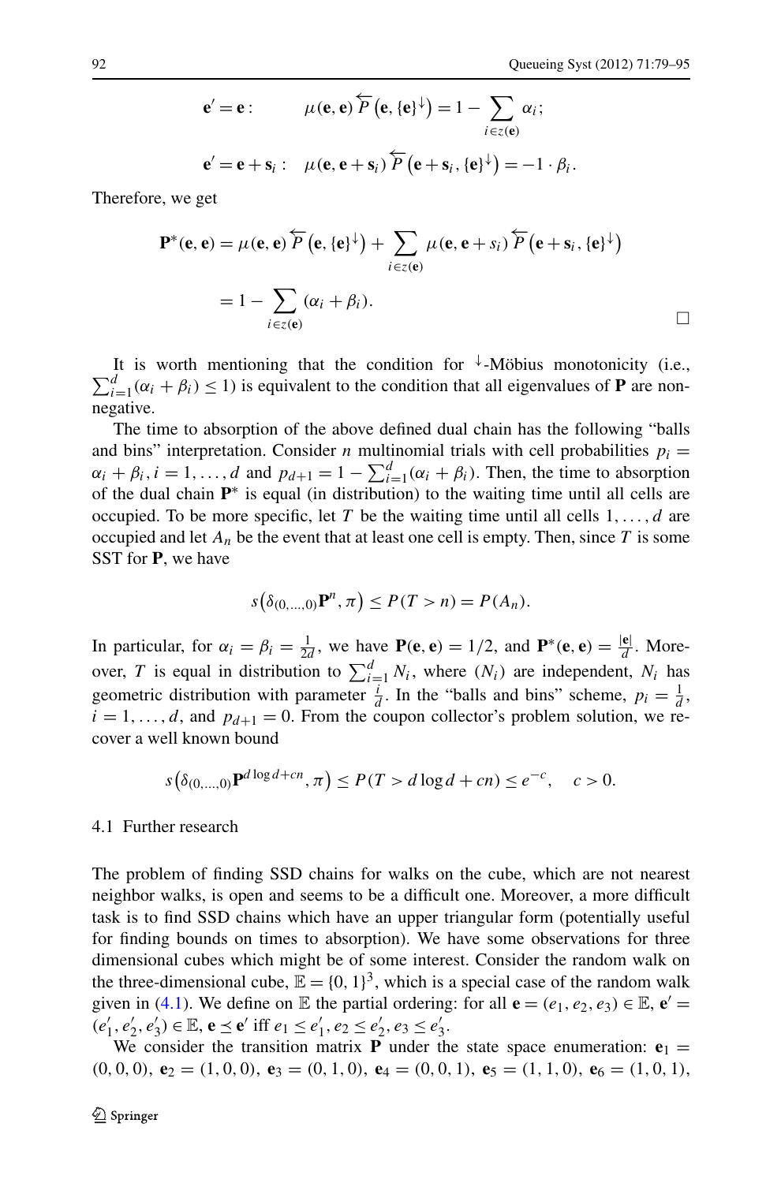$$\mathbf{e}' = \mathbf{e}: \qquad \mu(\mathbf{e},\mathbf{e})\overleftarrow{P}\big(\mathbf{e},\{\mathbf{e}\}^{\downarrow}\big) = 1 - \sum_{i\in z(\mathbf{e})} \alpha_i;$$

$$\mathbf{e}' = \mathbf{e} + \mathbf{s}_i: \quad \mu(\mathbf{e},\mathbf{e}+\mathbf{s}_i)\overleftarrow{P}\big(\mathbf{e}+\mathbf{s}_i,\{\mathbf{e}\}^{\downarrow}\big) = -1\cdot\beta_i.$$

Therefore, we get

$$\begin{aligned}\mathbf{P}^*(\mathbf{e},\mathbf{e}) &= \mu(\mathbf{e},\mathbf{e})\overleftarrow{P}\big(\mathbf{e},\{\mathbf{e}\}^{\downarrow}\big) + \sum_{i\in z(\mathbf{e})}\mu(\mathbf{e},\mathbf{e}+s_i)\overleftarrow{P}\big(\mathbf{e}+\mathbf{s}_i,\{\mathbf{e}\}^{\downarrow}\big)\\ &= 1 - \sum_{i\in z(\mathbf{e})}(\alpha_i+\beta_i).\end{aligned}$$

□

It is worth mentioning that the condition for $^{\downarrow}$-Möbius monotonicity (i.e., $\sum_{i=1}^{d}(\alpha_i+\beta_i)\le 1$) is equivalent to the condition that all eigenvalues of $\mathbf{P}$ are non-negative.

The time to absorption of the above defined dual chain has the following "balls and bins" interpretation. Consider $n$ multinomial trials with cell probabilities $p_i = \alpha_i+\beta_i, i=1,\dots,d$ and $p_{d+1} = 1-\sum_{i=1}^{d}(\alpha_i+\beta_i)$. Then, the time to absorption of the dual chain $\mathbf{P}^*$ is equal (in distribution) to the waiting time until all cells are occupied. To be more specific, let $T$ be the waiting time until all cells $1,\dots,d$ are occupied and let $A_n$ be the event that at least one cell is empty. Then, since $T$ is some SST for $\mathbf{P}$, we have

$$s\big(\delta_{(0,\dots,0)}\mathbf{P}^n,\pi\big) \le P(T>n) = P(A_n).$$

In particular, for $\alpha_i=\beta_i=\frac{1}{2d}$, we have $\mathbf{P}(\mathbf{e},\mathbf{e}) = 1/2$, and $\mathbf{P}^*(\mathbf{e},\mathbf{e}) = \frac{|\mathbf{e}|}{d}$. Moreover, $T$ is equal in distribution to $\sum_{i=1}^{d} N_i$, where $(N_i)$ are independent, $N_i$ has geometric distribution with parameter $\frac{i}{d}$. In the "balls and bins" scheme, $p_i=\frac{1}{d}$, $i=1,\dots,d$, and $p_{d+1}=0$. From the coupon collector's problem solution, we recover a well known bound

$$s\big(\delta_{(0,\dots,0)}\mathbf{P}^{d\log d+cn},\pi\big) \le P(T > d\log d + cn) \le e^{-c}, \quad c>0.$$

### 4.1 Further research

The problem of finding SSD chains for walks on the cube, which are not nearest neighbor walks, is open and seems to be a difficult one. Moreover, a more difficult task is to find SSD chains which have an upper triangular form (potentially useful for finding bounds on times to absorption). We have some observations for three dimensional cubes which might be of some interest. Consider the random walk on the three-dimensional cube, $\mathbb{E}=\{0,1\}^3$, which is a special case of the random walk given in (4.1). We define on $\mathbb{E}$ the partial ordering: for all $\mathbf{e}=(e_1,e_2,e_3)\in\mathbb{E}$, $\mathbf{e}'=(e_1',e_2',e_3')\in\mathbb{E}$, $\mathbf{e}\preceq\mathbf{e}'$ iff $e_1\le e_1', e_2\le e_2', e_3\le e_3'$.

We consider the transition matrix $\mathbf{P}$ under the state space enumeration: $\mathbf{e}_1=(0,0,0)$, $\mathbf{e}_2=(1,0,0)$, $\mathbf{e}_3=(0,1,0)$, $\mathbf{e}_4=(0,0,1)$, $\mathbf{e}_5=(1,1,0)$, $\mathbf{e}_6=(1,0,1)$,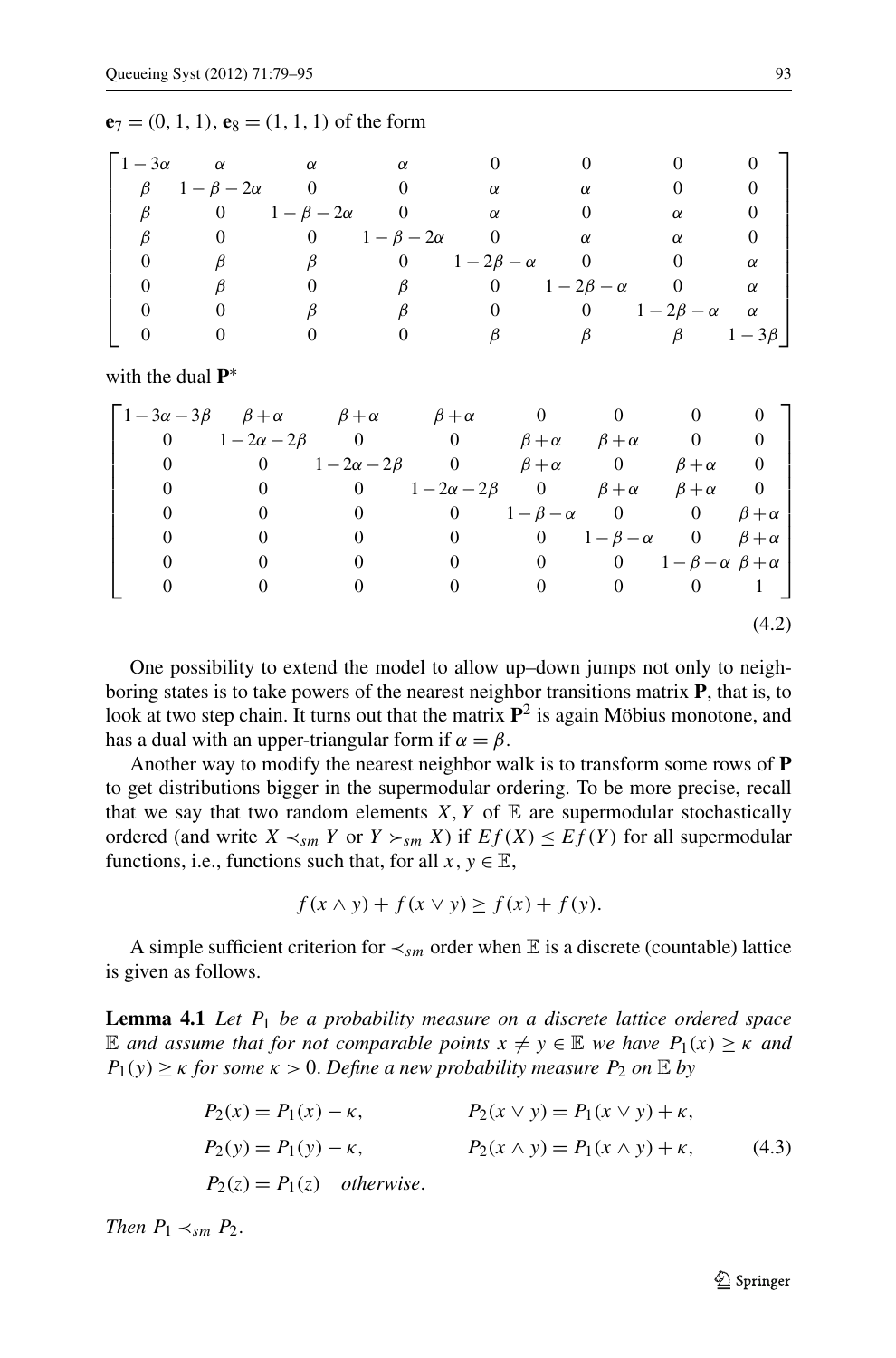$\mathbf{e}_7 = (0, 1, 1)$, $\mathbf{e}_8 = (1, 1, 1)$ of the form

$$
\begin{bmatrix}
1-3\alpha & \alpha & \alpha & \alpha & 0 & 0 & 0 & 0 \\
\beta & 1-\beta-2\alpha & 0 & 0 & \alpha & \alpha & 0 & 0 \\
\beta & 0 & 1-\beta-2\alpha & 0 & \alpha & 0 & \alpha & 0 \\
\beta & 0 & 0 & 1-\beta-2\alpha & 0 & \alpha & \alpha & 0 \\
0 & \beta & \beta & 0 & 1-2\beta-\alpha & 0 & 0 & \alpha \\
0 & \beta & 0 & \beta & 0 & 1-2\beta-\alpha & 0 & \alpha \\
0 & 0 & \beta & \beta & 0 & 0 & 1-2\beta-\alpha & \alpha \\
0 & 0 & 0 & 0 & \beta & \beta & \beta & 1-3\beta
\end{bmatrix}
$$

with the dual $\mathbf{P}^*$

$$
\begin{bmatrix}
1-3\alpha-3\beta & \beta+\alpha & \beta+\alpha & \beta+\alpha & 0 & 0 & 0 & 0 \\
0 & 1-2\alpha-2\beta & 0 & 0 & \beta+\alpha & \beta+\alpha & 0 & 0 \\
0 & 0 & 1-2\alpha-2\beta & 0 & \beta+\alpha & 0 & \beta+\alpha & 0 \\
0 & 0 & 0 & 1-2\alpha-2\beta & 0 & \beta+\alpha & \beta+\alpha & 0 \\
0 & 0 & 0 & 0 & 1-\beta-\alpha & 0 & 0 & \beta+\alpha \\
0 & 0 & 0 & 0 & 0 & 1-\beta-\alpha & 0 & \beta+\alpha \\
0 & 0 & 0 & 0 & 0 & 0 & 1-\beta-\alpha & \beta+\alpha \\
0 & 0 & 0 & 0 & 0 & 0 & 0 & 1
\end{bmatrix}
\tag{4.2}
$$

One possibility to extend the model to allow up–down jumps not only to neighboring states is to take powers of the nearest neighbor transitions matrix $\mathbf{P}$, that is, to look at two step chain. It turns out that the matrix $\mathbf{P}^2$ is again Möbius monotone, and has a dual with an upper-triangular form if $\alpha = \beta$.

Another way to modify the nearest neighbor walk is to transform some rows of $\mathbf{P}$ to get distributions bigger in the supermodular ordering. To be more precise, recall that we say that two random elements $X, Y$ of $\mathbb{E}$ are supermodular stochastically ordered (and write $X \prec_{sm} Y$ or $Y \succ_{sm} X$) if $Ef(X) \leq Ef(Y)$ for all supermodular functions, i.e., functions such that, for all $x, y \in \mathbb{E}$,

$$f(x \wedge y) + f(x \vee y) \geq f(x) + f(y).$$

A simple sufficient criterion for $\prec_{sm}$ order when $\mathbb{E}$ is a discrete (countable) lattice is given as follows.

**Lemma 4.1** *Let $P_1$ be a probability measure on a discrete lattice ordered space $\mathbb{E}$ and assume that for not comparable points $x \neq y \in \mathbb{E}$ we have $P_1(x) \geq \kappa$ and $P_1(y) \geq \kappa$ for some $\kappa > 0$. Define a new probability measure $P_2$ on $\mathbb{E}$ by*

$$
\begin{aligned}
P_2(x) &= P_1(x) - \kappa, \qquad & P_2(x \vee y) &= P_1(x \vee y) + \kappa, \\
P_2(y) &= P_1(y) - \kappa, \qquad & P_2(x \wedge y) &= P_1(x \wedge y) + \kappa, \\
P_2(z) &= P_1(z) \quad \text{otherwise}.
\end{aligned}
\tag{4.3}
$$

*Then $P_1 \prec_{sm} P_2$.*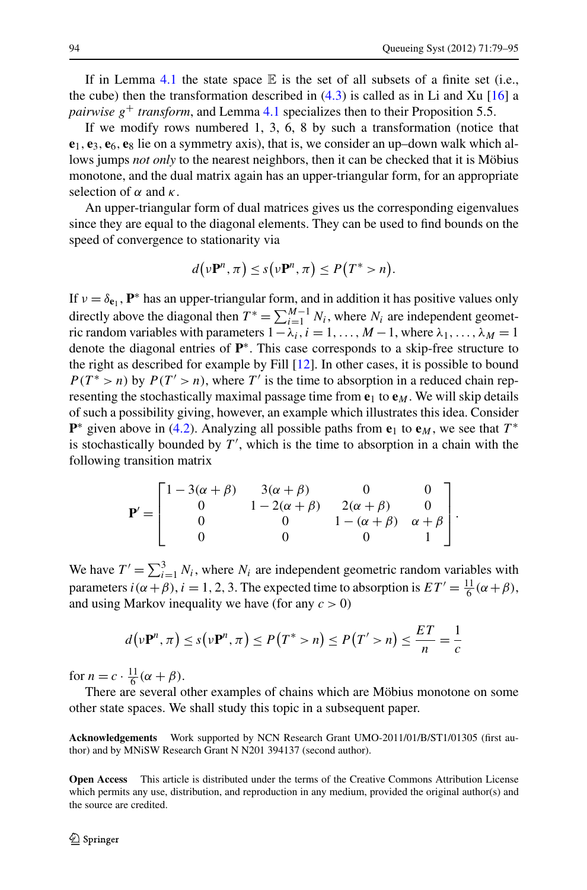If in Lemma 4.1 the state space $\mathbb{E}$ is the set of all subsets of a finite set (i.e., the cube) then the transformation described in (4.3) is called as in Li and Xu [16] a *pairwise $g^+$ transform*, and Lemma 4.1 specializes then to their Proposition 5.5.

If we modify rows numbered 1, 3, 6, 8 by such a transformation (notice that $\mathbf{e}_1, \mathbf{e}_3, \mathbf{e}_6, \mathbf{e}_8$ lie on a symmetry axis), that is, we consider an up–down walk which allows jumps *not only* to the nearest neighbors, then it can be checked that it is Möbius monotone, and the dual matrix again has an upper-triangular form, for an appropriate selection of $\alpha$ and $\kappa$.

An upper-triangular form of dual matrices gives us the corresponding eigenvalues since they are equal to the diagonal elements. They can be used to find bounds on the speed of convergence to stationarity via

$$d(\nu \mathbf{P}^n, \pi) \le s(\nu \mathbf{P}^n, \pi) \le P(T^* > n).$$

If $\nu = \delta_{\mathbf{e}_1}$, $\mathbf{P}^*$ has an upper-triangular form, and in addition it has positive values only directly above the diagonal then $T^* = \sum_{i=1}^{M-1} N_i$, where $N_i$ are independent geometric random variables with parameters $1-\lambda_i$, $i = 1, \ldots, M-1$, where $\lambda_1, \ldots, \lambda_M = 1$ denote the diagonal entries of $\mathbf{P}^*$. This case corresponds to a skip-free structure to the right as described for example by Fill [12]. In other cases, it is possible to bound $P(T^* > n)$ by $P(T' > n)$, where $T'$ is the time to absorption in a reduced chain representing the stochastically maximal passage time from $\mathbf{e}_1$ to $\mathbf{e}_M$. We will skip details of such a possibility giving, however, an example which illustrates this idea. Consider $\mathbf{P}^*$ given above in (4.2). Analyzing all possible paths from $\mathbf{e}_1$ to $\mathbf{e}_M$, we see that $T^*$ is stochastically bounded by $T'$, which is the time to absorption in a chain with the following transition matrix

$$\mathbf{P}' = \begin{bmatrix} 1-3(\alpha+\beta) & 3(\alpha+\beta) & 0 & 0 \\ 0 & 1-2(\alpha+\beta) & 2(\alpha+\beta) & 0 \\ 0 & 0 & 1-(\alpha+\beta) & \alpha+\beta \\ 0 & 0 & 0 & 1 \end{bmatrix}.$$

We have $T' = \sum_{i=1}^{3} N_i$, where $N_i$ are independent geometric random variables with parameters $i(\alpha+\beta)$, $i = 1, 2, 3$. The expected time to absorption is $ET' = \frac{11}{6}(\alpha+\beta)$, and using Markov inequality we have (for any $c > 0$)

$$d(\nu \mathbf{P}^n, \pi) \le s(\nu \mathbf{P}^n, \pi) \le P(T^* > n) \le P(T' > n) \le \frac{ET}{n} = \frac{1}{c}$$

for $n = c \cdot \frac{11}{6}(\alpha+\beta)$.

There are several other examples of chains which are Möbius monotone on some other state spaces. We shall study this topic in a subsequent paper.

**Acknowledgements** Work supported by NCN Research Grant UMO-2011/01/B/ST1/01305 (first author) and by MNiSW Research Grant N N201 394137 (second author).

**Open Access** This article is distributed under the terms of the Creative Commons Attribution License which permits any use, distribution, and reproduction in any medium, provided the original author(s) and the source are credited.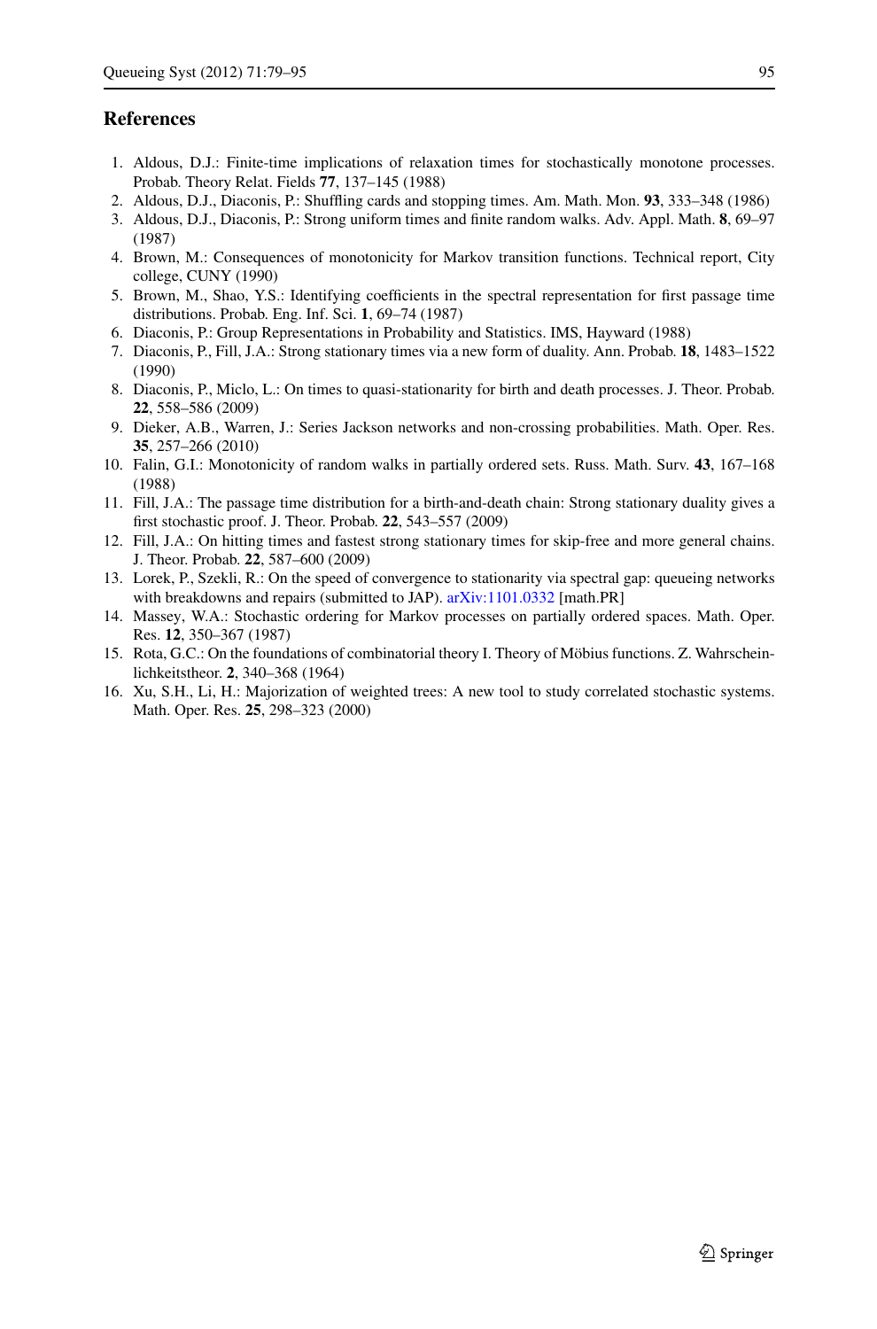## References

1. Aldous, D.J.: Finite-time implications of relaxation times for stochastically monotone processes. Probab. Theory Relat. Fields **77**, 137–145 (1988)
2. Aldous, D.J., Diaconis, P.: Shuffling cards and stopping times. Am. Math. Mon. **93**, 333–348 (1986)
3. Aldous, D.J., Diaconis, P.: Strong uniform times and finite random walks. Adv. Appl. Math. **8**, 69–97 (1987)
4. Brown, M.: Consequences of monotonicity for Markov transition functions. Technical report, City college, CUNY (1990)
5. Brown, M., Shao, Y.S.: Identifying coefficients in the spectral representation for first passage time distributions. Probab. Eng. Inf. Sci. **1**, 69–74 (1987)
6. Diaconis, P.: Group Representations in Probability and Statistics. IMS, Hayward (1988)
7. Diaconis, P., Fill, J.A.: Strong stationary times via a new form of duality. Ann. Probab. **18**, 1483–1522 (1990)
8. Diaconis, P., Miclo, L.: On times to quasi-stationarity for birth and death processes. J. Theor. Probab. **22**, 558–586 (2009)
9. Dieker, A.B., Warren, J.: Series Jackson networks and non-crossing probabilities. Math. Oper. Res. **35**, 257–266 (2010)
10. Falin, G.I.: Monotonicity of random walks in partially ordered sets. Russ. Math. Surv. **43**, 167–168 (1988)
11. Fill, J.A.: The passage time distribution for a birth-and-death chain: Strong stationary duality gives a first stochastic proof. J. Theor. Probab. **22**, 543–557 (2009)
12. Fill, J.A.: On hitting times and fastest strong stationary times for skip-free and more general chains. J. Theor. Probab. **22**, 587–600 (2009)
13. Lorek, P., Szekli, R.: On the speed of convergence to stationarity via spectral gap: queueing networks with breakdowns and repairs (submitted to JAP). arXiv:1101.0332 [math.PR]
14. Massey, W.A.: Stochastic ordering for Markov processes on partially ordered spaces. Math. Oper. Res. **12**, 350–367 (1987)
15. Rota, G.C.: On the foundations of combinatorial theory I. Theory of Möbius functions. Z. Wahrscheinlichkeitstheor. **2**, 340–368 (1964)
16. Xu, S.H., Li, H.: Majorization of weighted trees: A new tool to study correlated stochastic systems. Math. Oper. Res. **25**, 298–323 (2000)